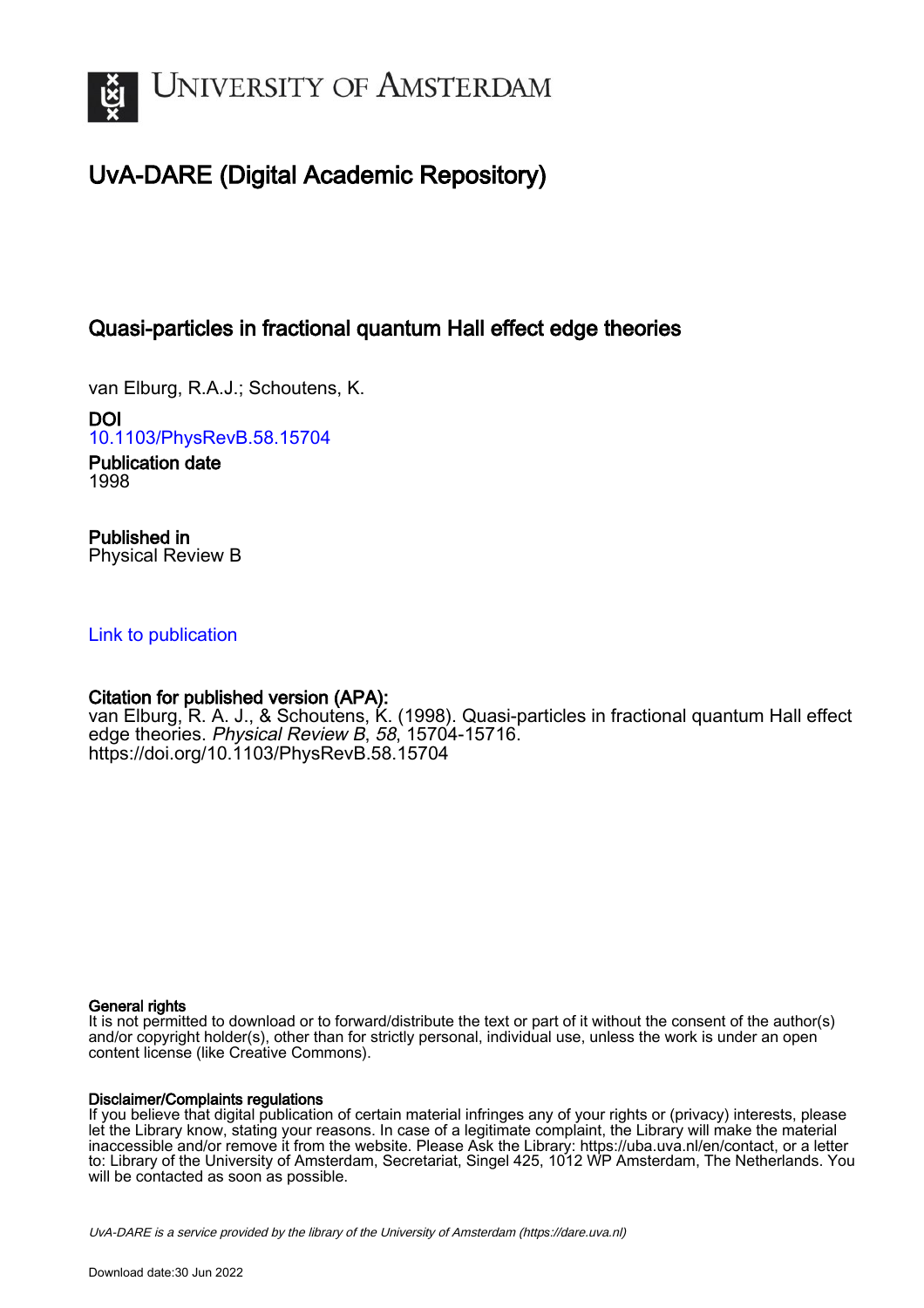# University of Amsterdam

## UvA-DARE (Digital Academic Repository)

### Quasi-particles in fractional quantum Hall effect edge theories

van Elburg, R.A.J.; Schoutens, K.

**DOI**
10.1103/PhysRevB.58.15704

**Publication date**
1998

**Published in**
Physical Review B

Link to publication

**Citation for published version (APA):**
van Elburg, R. A. J., & Schoutens, K. (1998). Quasi-particles in fractional quantum Hall effect edge theories. *Physical Review B*, *58*, 15704-15716. https://doi.org/10.1103/PhysRevB.58.15704

**General rights**
It is not permitted to download or to forward/distribute the text or part of it without the consent of the author(s) and/or copyright holder(s), other than for strictly personal, individual use, unless the work is under an open content license (like Creative Commons).

**Disclaimer/Complaints regulations**
If you believe that digital publication of certain material infringes any of your rights or (privacy) interests, please let the Library know, stating your reasons. In case of a legitimate complaint, the Library will make the material inaccessible and/or remove it from the website. Please Ask the Library: https://uba.uva.nl/en/contact, or a letter to: Library of the University of Amsterdam, Secretariat, Singel 425, 1012 WP Amsterdam, The Netherlands. You will be contacted as soon as possible.

UvA-DARE is a service provided by the library of the University of Amsterdam (https://dare.uva.nl)

Download date:30 Jun 2022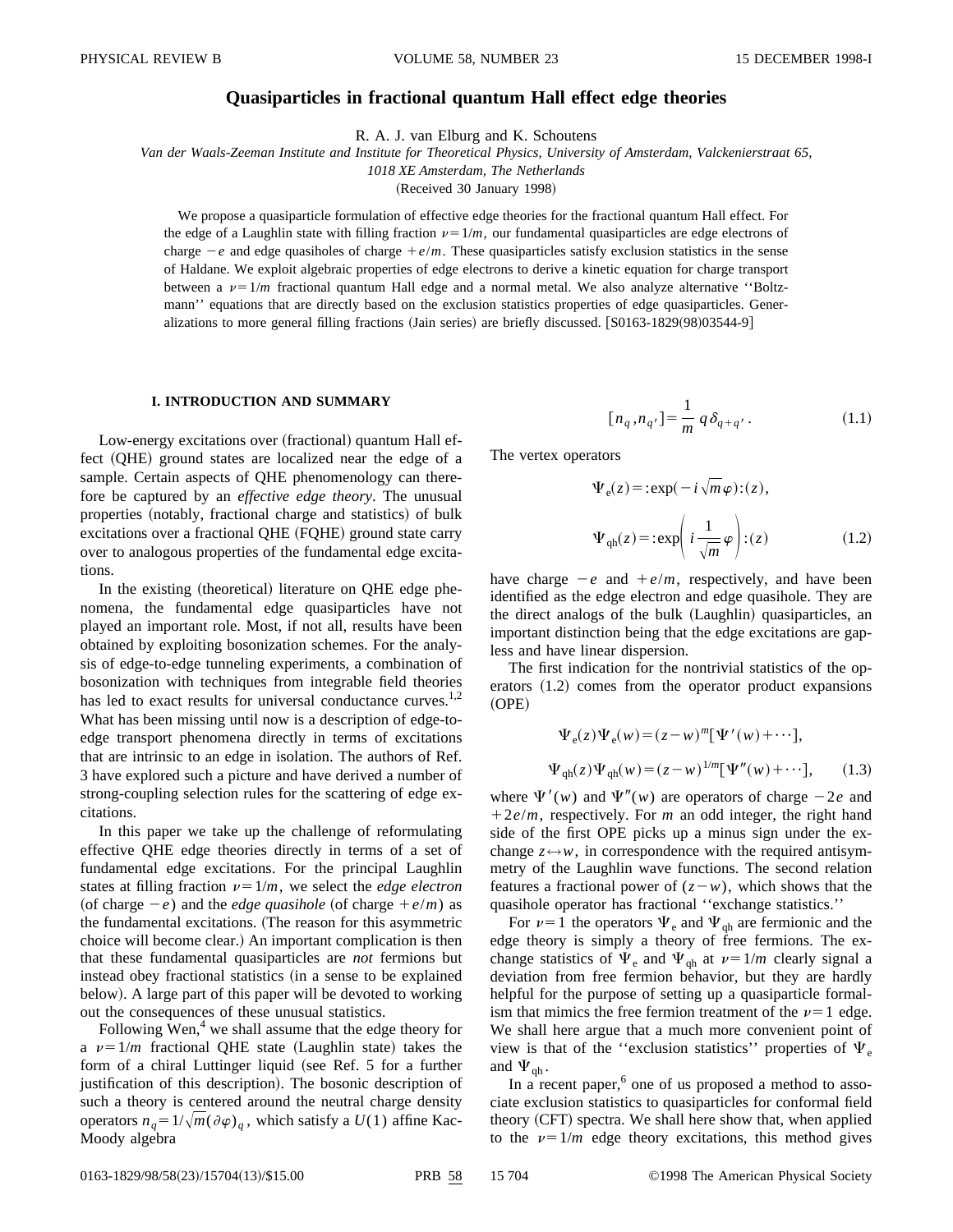# Quasiparticles in fractional quantum Hall effect edge theories

R. A. J. van Elburg and K. Schoutens

*Van der Waals-Zeeman Institute and Institute for Theoretical Physics, University of Amsterdam, Valckenierstraat 65, 1018 XE Amsterdam, The Netherlands*

(Received 30 January 1998)

We propose a quasiparticle formulation of effective edge theories for the fractional quantum Hall effect. For the edge of a Laughlin state with filling fraction $\nu=1/m$, our fundamental quasiparticles are edge electrons of charge $-e$ and edge quasiholes of charge $+e/m$. These quasiparticles satisfy exclusion statistics in the sense of Haldane. We exploit algebraic properties of edge electrons to derive a kinetic equation for charge transport between a $\nu=1/m$ fractional quantum Hall edge and a normal metal. We also analyze alternative ''Boltzmann'' equations that are directly based on the exclusion statistics properties of edge quasiparticles. Generalizations to more general filling fractions (Jain series) are briefly discussed. [S0163-1829(98)03544-9]

## I. INTRODUCTION AND SUMMARY

Low-energy excitations over (fractional) quantum Hall effect (QHE) ground states are localized near the edge of a sample. Certain aspects of QHE phenomenology can therefore be captured by an *effective edge theory*. The unusual properties (notably, fractional charge and statistics) of bulk excitations over a fractional QHE (FQHE) ground state carry over to analogous properties of the fundamental edge excitations.

In the existing (theoretical) literature on QHE edge phenomena, the fundamental edge quasiparticles have not played an important role. Most, if not all, results have been obtained by exploiting bosonization schemes. For the analysis of edge-to-edge tunneling experiments, a combination of bosonization with techniques from integrable field theories has led to exact results for universal conductance curves.[1,2] What has been missing until now is a description of edge-to-edge transport phenomena directly in terms of excitations that are intrinsic to an edge in isolation. The authors of Ref. 3 have explored such a picture and have derived a number of strong-coupling selection rules for the scattering of edge excitations.

In this paper we take up the challenge of reformulating effective QHE edge theories directly in terms of a set of fundamental edge excitations. For the principal Laughlin states at filling fraction $\nu=1/m$, we select the *edge electron* (of charge $-e$) and the *edge quasihole* (of charge $+e/m$) as the fundamental excitations. (The reason for this asymmetric choice will become clear.) An important complication is then that these fundamental quasiparticles are *not* fermions but instead obey fractional statistics (in a sense to be explained below). A large part of this paper will be devoted to working out the consequences of these unusual statistics.

Following Wen,[4] we shall assume that the edge theory for a $\nu=1/m$ fractional QHE state (Laughlin state) takes the form of a chiral Luttinger liquid (see Ref. 5 for a further justification of this description). The bosonic description of such a theory is centered around the neutral charge density operators $n_q=1/\sqrt{m}(\partial\varphi)_q$, which satisfy a $U(1)$ affine Kac-Moody algebra

$$[n_q,n_{q'}]=\frac{1}{m}\,q\,\delta_{q+q'}\,. \tag{1.1}$$

The vertex operators

$$\Psi_{\rm e}(z)=:\exp(-i\sqrt{m}\varphi):(z),$$
$$\Psi_{\rm qh}(z)=:\exp\left(i\frac{1}{\sqrt{m}}\varphi\right):(z) \tag{1.2}$$

have charge $-e$ and $+e/m$, respectively, and have been identified as the edge electron and edge quasihole. They are the direct analogs of the bulk (Laughlin) quasiparticles, an important distinction being that the edge excitations are gapless and have linear dispersion.

The first indication for the nontrivial statistics of the operators (1.2) comes from the operator product expansions (OPE)

$$\Psi_{\rm e}(z)\Psi_{\rm e}(w)=(z-w)^m[\Psi'(w)+\cdots],$$
$$\Psi_{\rm qh}(z)\Psi_{\rm qh}(w)=(z-w)^{1/m}[\Psi''(w)+\cdots], \tag{1.3}$$

where $\Psi'(w)$ and $\Psi''(w)$ are operators of charge $-2e$ and $+2e/m$, respectively. For $m$ an odd integer, the right hand side of the first OPE picks up a minus sign under the exchange $z\leftrightarrow w$, in correspondence with the required antisymmetry of the Laughlin wave functions. The second relation features a fractional power of $(z-w)$, which shows that the quasihole operator has fractional ''exchange statistics.''

For $\nu=1$ the operators $\Psi_{\rm e}$ and $\Psi_{\rm qh}$ are fermionic and the edge theory is simply a theory of free fermions. The exchange statistics of $\Psi_{\rm e}$ and $\Psi_{\rm qh}$ at $\nu=1/m$ clearly signal a deviation from free fermion behavior, but they are hardly helpful for the purpose of setting up a quasiparticle formalism that mimics the free fermion treatment of the $\nu=1$ edge. We shall here argue that a much more convenient point of view is that of the ''exclusion statistics'' properties of $\Psi_{\rm e}$ and $\Psi_{\rm qh}$.

In a recent paper,[6] one of us proposed a method to associate exclusion statistics to quasiparticles for conformal field theory (CFT) spectra. We shall here show that, when applied to the $\nu=1/m$ edge theory excitations, this method gives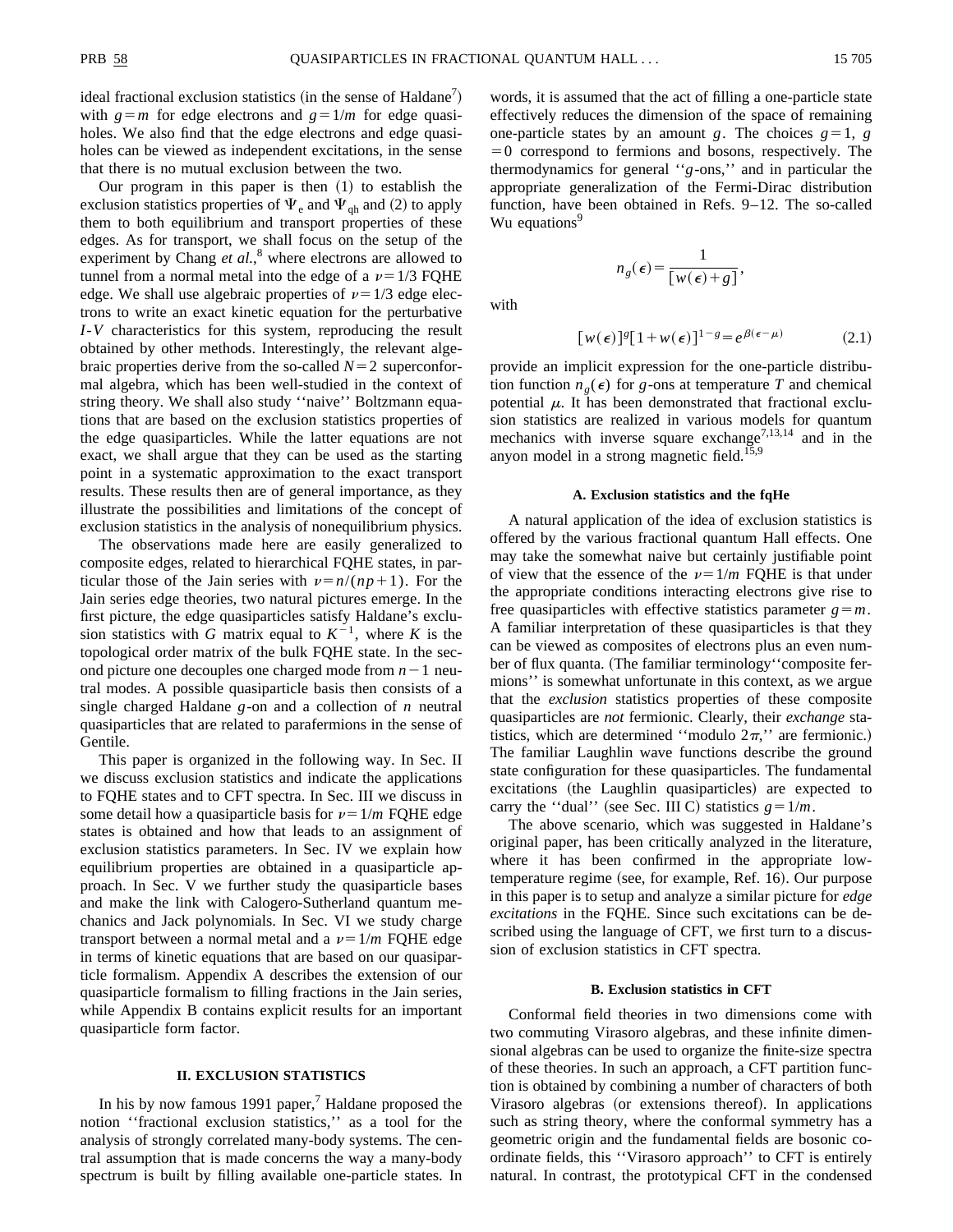ideal fractional exclusion statistics (in the sense of Haldane[7]) with $g=m$ for edge electrons and $g=1/m$ for edge quasiholes. We also find that the edge electrons and edge quasiholes can be viewed as independent excitations, in the sense that there is no mutual exclusion between the two.

Our program in this paper is then (1) to establish the exclusion statistics properties of $\Psi_e$ and $\Psi_{qh}$ and (2) to apply them to both equilibrium and transport properties of these edges. As for transport, we shall focus on the setup of the experiment by Chang *et al.*,[8] where electrons are allowed to tunnel from a normal metal into the edge of a $\nu=1/3$ FQHE edge. We shall use algebraic properties of $\nu=1/3$ edge electrons to write an exact kinetic equation for the perturbative *I-V* characteristics for this system, reproducing the result obtained by other methods. Interestingly, the relevant algebraic properties derive from the so-called $N=2$ superconformal algebra, which has been well-studied in the context of string theory. We shall also study ''naive'' Boltzmann equations that are based on the exclusion statistics properties of the edge quasiparticles. While the latter equations are not exact, we shall argue that they can be used as the starting point in a systematic approximation to the exact transport results. These results then are of general importance, as they illustrate the possibilities and limitations of the concept of exclusion statistics in the analysis of nonequilibrium physics.

The observations made here are easily generalized to composite edges, related to hierarchical FQHE states, in particular those of the Jain series with $\nu=n/(np+1)$. For the Jain series edge theories, two natural pictures emerge. In the first picture, the edge quasiparticles satisfy Haldane's exclusion statistics with $G$ matrix equal to $K^{-1}$, where $K$ is the topological order matrix of the bulk FQHE state. In the second picture one decouples one charged mode from $n-1$ neutral modes. A possible quasiparticle basis then consists of a single charged Haldane $g$-on and a collection of $n$ neutral quasiparticles that are related to parafermions in the sense of Gentile.

This paper is organized in the following way. In Sec. II we discuss exclusion statistics and indicate the applications to FQHE states and to CFT spectra. In Sec. III we discuss in some detail how a quasiparticle basis for $\nu=1/m$ FQHE edge states is obtained and how that leads to an assignment of exclusion statistics parameters. In Sec. IV we explain how equilibrium properties are obtained in a quasiparticle approach. In Sec. V we further study the quasiparticle bases and make the link with Calogero-Sutherland quantum mechanics and Jack polynomials. In Sec. VI we study charge transport between a normal metal and a $\nu=1/m$ FQHE edge in terms of kinetic equations that are based on our quasiparticle formalism. Appendix A describes the extension of our quasiparticle formalism to filling fractions in the Jain series, while Appendix B contains explicit results for an important quasiparticle form factor.

## II. EXCLUSION STATISTICS

In his by now famous 1991 paper,[7] Haldane proposed the notion ''fractional exclusion statistics,'' as a tool for the analysis of strongly correlated many-body systems. The central assumption that is made concerns the way a many-body spectrum is built by filling available one-particle states. In words, it is assumed that the act of filling a one-particle state effectively reduces the dimension of the space of remaining one-particle states by an amount $g$. The choices $g=1$, $g=0$ correspond to fermions and bosons, respectively. The thermodynamics for general ''$g$-ons,'' and in particular the appropriate generalization of the Fermi-Dirac distribution function, have been obtained in Refs. 9–12. The so-called Wu equations[9]

$$n_g(\epsilon)=\frac{1}{[w(\epsilon)+g]},$$

with

$$[w(\epsilon)]^g[1+w(\epsilon)]^{1-g}=e^{\beta(\epsilon-\mu)} \tag{2.1}$$

provide an implicit expression for the one-particle distribution function $n_g(\epsilon)$ for $g$-ons at temperature $T$ and chemical potential $\mu$. It has been demonstrated that fractional exclusion statistics are realized in various models for quantum mechanics with inverse square exchange[7,13,14] and in the anyon model in a strong magnetic field.[15,9]

### A. Exclusion statistics and the fqHe

A natural application of the idea of exclusion statistics is offered by the various fractional quantum Hall effects. One may take the somewhat naive but certainly justifiable point of view that the essence of the $\nu=1/m$ FQHE is that under the appropriate conditions interacting electrons give rise to free quasiparticles with effective statistics parameter $g=m$. A familiar interpretation of these quasiparticles is that they can be viewed as composites of electrons plus an even number of flux quanta. (The familiar terminology''composite fermions'' is somewhat unfortunate in this context, as we argue that the *exclusion* statistics properties of these composite quasiparticles are *not* fermionic. Clearly, their *exchange* statistics, which are determined ''modulo $2\pi$,'' are fermionic.) The familiar Laughlin wave functions describe the ground state configuration for these quasiparticles. The fundamental excitations (the Laughlin quasiparticles) are expected to carry the ''dual'' (see Sec. III C) statistics $g=1/m$.

The above scenario, which was suggested in Haldane's original paper, has been critically analyzed in the literature, where it has been confirmed in the appropriate low-temperature regime (see, for example, Ref. 16). Our purpose in this paper is to setup and analyze a similar picture for *edge excitations* in the FQHE. Since such excitations can be described using the language of CFT, we first turn to a discussion of exclusion statistics in CFT spectra.

### B. Exclusion statistics in CFT

Conformal field theories in two dimensions come with two commuting Virasoro algebras, and these infinite dimensional algebras can be used to organize the finite-size spectra of these theories. In such an approach, a CFT partition function is obtained by combining a number of characters of both Virasoro algebras (or extensions thereof). In applications such as string theory, where the conformal symmetry has a geometric origin and the fundamental fields are bosonic coordinate fields, this ''Virasoro approach'' to CFT is entirely natural. In contrast, the prototypical CFT in the condensed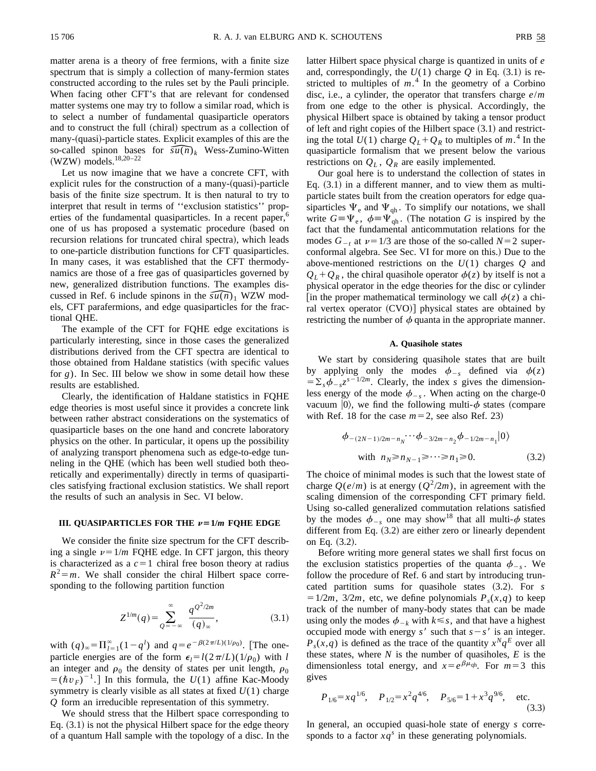matter arena is a theory of free fermions, with a finite size spectrum that is simply a collection of many-fermion states constructed according to the rules set by the Pauli principle. When facing other CFT's that are relevant for condensed matter systems one may try to follow a similar road, which is to select a number of fundamental quasiparticle operators and to construct the full (chiral) spectrum as a collection of many-(quasi)-particle states. Explicit examples of this are the so-called spinon bases for $\widehat{su(n)}_k$ Wess-Zumino-Witten (WZW) models.[18,20–22]

Let us now imagine that we have a concrete CFT, with explicit rules for the construction of a many-(quasi)-particle basis of the finite size spectrum. It is then natural to try to interpret that result in terms of ''exclusion statistics'' properties of the fundamental quasiparticles. In a recent paper,[6] one of us has proposed a systematic procedure (based on recursion relations for truncated chiral spectra), which leads to one-particle distribution functions for CFT quasiparticles. In many cases, it was established that the CFT thermodynamics are those of a free gas of quasiparticles governed by new, generalized distribution functions. The examples discussed in Ref. 6 include spinons in the $\widehat{su(n)}_1$ WZW models, CFT parafermions, and edge quasiparticles for the fractional QHE.

The example of the CFT for FQHE edge excitations is particularly interesting, since in those cases the generalized distributions derived from the CFT spectra are identical to those obtained from Haldane statistics (with specific values for $g$). In Sec. III below we show in some detail how these results are established.

Clearly, the identification of Haldane statistics in FQHE edge theories is most useful since it provides a concrete link between rather abstract considerations on the systematics of quasiparticle bases on the one hand and concrete laboratory physics on the other. In particular, it opens up the possibility of analyzing transport phenomena such as edge-to-edge tunneling in the QHE (which has been well studied both theoretically and experimentally) directly in terms of quasiparticles satisfying fractional exclusion statistics. We shall report the results of such an analysis in Sec. VI below.

## III. QUASIPARTICLES FOR THE $\nu=1/m$ FQHE EDGE

We consider the finite size spectrum for the CFT describing a single $\nu=1/m$ FQHE edge. In CFT jargon, this theory is characterized as a $c=1$ chiral free boson theory at radius $R^2=m$. We shall consider the chiral Hilbert space corresponding to the following partition function

$$Z^{1/m}(q)=\sum_{Q=-\infty}^{\infty}\frac{q^{Q^2/2m}}{(q)_\infty}, \tag{3.1}$$

with $(q)_\infty=\prod_{l=1}^{\infty}(1-q^l)$ and $q=e^{-\beta(2\pi/L)(1/\rho_0)}$. [The one-particle energies are of the form $\epsilon_l=l(2\pi/L)(1/\rho_0)$ with $l$ an integer and $\rho_0$ the density of states per unit length, $\rho_0=(\hbar v_F)^{-1}$.] In this formula, the $U(1)$ affine Kac-Moody symmetry is clearly visible as all states at fixed $U(1)$ charge $Q$ form an irreducible representation of this symmetry.

We should stress that the Hilbert space corresponding to Eq. (3.1) is not the physical Hilbert space for the edge theory of a quantum Hall sample with the topology of a disc. In the latter Hilbert space physical charge is quantized in units of $e$ and, correspondingly, the $U(1)$ charge $Q$ in Eq. (3.1) is restricted to multiples of $m$.[4] In the geometry of a Corbino disc, i.e., a cylinder, the operator that transfers charge $e/m$ from one edge to the other is physical. Accordingly, the physical Hilbert space is obtained by taking a tensor product of left and right copies of the Hilbert space (3.1) and restricting the total $U(1)$ charge $Q_L+Q_R$ to multiples of $m$.[4] In the quasiparticle formalism that we present below the various restrictions on $Q_L$, $Q_R$ are easily implemented.

Our goal here is to understand the collection of states in Eq. (3.1) in a different manner, and to view them as multi-particle states built from the creation operators for edge quasiparticles $\Psi_e$ and $\Psi_{qh}$. To simplify our notations, we shall write $G\equiv\Psi_e$, $\phi\equiv\Psi_{qh}$. (The notation $G$ is inspired by the fact that the fundamental anticommutation relations for the modes $G_{-t}$ at $\nu=1/3$ are those of the so-called $N=2$ superconformal algebra. See Sec. VI for more on this.) Due to the above-mentioned restrictions on the $U(1)$ charges $Q$ and $Q_L+Q_R$, the chiral quasihole operator $\phi(z)$ by itself is not a physical operator in the edge theories for the disc or cylinder [in the proper mathematical terminology we call $\phi(z)$ a chiral vertex operator (CVO)] physical states are obtained by restricting the number of $\phi$ quanta in the appropriate manner.

### A. Quasihole states

We start by considering quasihole states that are built by applying only the modes $\phi_{-s}$ defined via $\phi(z)=\sum_s\phi_{-s}z^{s-1/2m}$. Clearly, the index $s$ gives the dimensionless energy of the mode $\phi_{-s}$. When acting on the charge-0 vacuum $|0\rangle$, we find the following multi-$\phi$ states (compare with Ref. 18 for the case $m=2$, see also Ref. 23)

$$\phi_{-(2N-1)/2m-n_N}\cdots\phi_{-3/2m-n_2}\phi_{-1/2m-n_1}|0\rangle$$
$$\text{with}\ \ n_N\geq n_{N-1}\geq\cdots\geq n_1\geq 0. \tag{3.2}$$

The choice of minimal modes is such that the lowest state of charge $Q(e/m)$ is at energy $(Q^2/2m)$, in agreement with the scaling dimension of the corresponding CFT primary field. Using so-called generalized commutation relations satisfied by the modes $\phi_{-s}$ one may show[18] that all multi-$\phi$ states different from Eq. (3.2) are either zero or linearly dependent on Eq. (3.2).

Before writing more general states we shall first focus on the exclusion statistics properties of the quanta $\phi_{-s}$. We follow the procedure of Ref. 6 and start by introducing truncated partition sums for quasihole states (3.2). For $s=1/2m$, $3/2m$, etc, we define polynomials $P_s(x,q)$ to keep track of the number of many-body states that can be made using only the modes $\phi_{-k}$ with $k\leq s$, and that have a highest occupied mode with energy $s'$ such that $s-s'$ is an integer. $P_s(x,q)$ is defined as the trace of the quantity $x^Nq^E$ over all these states, where $N$ is the number of quasiholes, $E$ is the dimensionless total energy, and $x=e^{\beta\mu_{qh}}$. For $m=3$ this gives

$$P_{1/6}=xq^{1/6},\quad P_{1/2}=x^2q^{4/6},\quad P_{5/6}=1+x^3q^{9/6},\quad \text{etc.} \tag{3.3}$$

In general, an occupied quasi-hole state of energy $s$ corresponds to a factor $xq^s$ in these generating polynomials.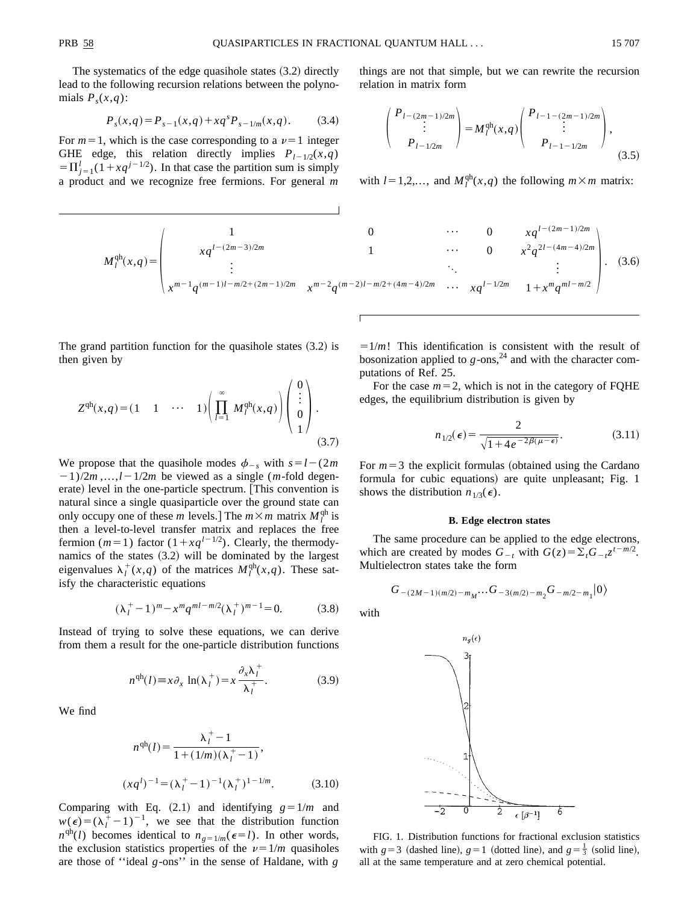The systematics of the edge quasihole states (3.2) directly lead to the following recursion relations between the polynomials $P_s(x,q)$:

$$P_s(x,q) = P_{s-1}(x,q) + xq^s P_{s-1/m}(x,q). \tag{3.4}$$

For $m=1$, which is the case corresponding to a $\nu=1$ integer GHE edge, this relation directly implies $P_{l-1/2}(x,q) = \prod_{j=1}^{l}(1+xq^{j-1/2})$. In that case the partition sum is simply a product and we recognize free fermions. For general $m$ things are not that simple, but we can rewrite the recursion relation in matrix form

$$\begin{pmatrix} P_{l-(2m-1)/2m} \\ \vdots \\ P_{l-1/2m} \end{pmatrix} = M_l^{\text{qh}}(x,q) \begin{pmatrix} P_{l-1-(2m-1)/2m} \\ \vdots \\ P_{l-1-1/2m} \end{pmatrix}, \tag{3.5}$$

with $l=1,2,\ldots$, and $M_l^{\text{qh}}(x,q)$ the following $m\times m$ matrix:

$$M_l^{\text{qh}}(x,q) = \begin{pmatrix} 1 & 0 & \cdots & 0 & xq^{l-(2m-1)/2m} \\ xq^{l-(2m-3)/2m} & 1 & \cdots & 0 & x^2q^{2l-(4m-4)/2m} \\ \vdots & & \ddots & & \vdots \\ x^{m-1}q^{(m-1)l-m/2+(2m-1)/2m} & x^{m-2}q^{(m-2)l-m/2+(4m-4)/2m} & \cdots & xq^{l-1/2m} & 1+x^m q^{ml-m/2} \end{pmatrix}. \tag{3.6}$$

The grand partition function for the quasihole states (3.2) is then given by

$$Z^{\text{qh}}(x,q) = (1 \quad 1 \quad \cdots \quad 1)\left(\prod_{l=1}^{\infty} M_l^{\text{qh}}(x,q)\right)\begin{pmatrix} 0 \\ \vdots \\ 0 \\ 1 \end{pmatrix}. \tag{3.7}$$

We propose that the quasihole modes $\phi_{-s}$ with $s=l-(2m-1)/2m,\ldots,l-1/2m$ be viewed as a single ($m$-fold degenerate) level in the one-particle spectrum. [This convention is natural since a single quasiparticle over the ground state can only occupy one of these $m$ levels.] The $m\times m$ matrix $M_l^{\text{qh}}$ is then a level-to-level transfer matrix and replaces the free fermion ($m=1$) factor $(1+xq^{l-1/2})$. Clearly, the thermodynamics of the states (3.2) will be dominated by the largest eigenvalues $\lambda_l^+(x,q)$ of the matrices $M_l^{\text{qh}}(x,q)$. These satisfy the characteristic equations

$$(\lambda_l^+ - 1)^m - x^m q^{ml-m/2}(\lambda_l^+)^{m-1} = 0. \tag{3.8}$$

Instead of trying to solve these equations, we can derive from them a result for the one-particle distribution functions

$$n^{\text{qh}}(l) \equiv x\partial_x \ln(\lambda_l^+) = x\frac{\partial_x \lambda_l^+}{\lambda_l^+}. \tag{3.9}$$

We find

$$n^{\text{qh}}(l) = \frac{\lambda_l^+ - 1}{1+(1/m)(\lambda_l^+ - 1)},$$

$$(xq^l)^{-1} = (\lambda_l^+ - 1)^{-1}(\lambda_l^+)^{1-1/m}. \tag{3.10}$$

Comparing with Eq. (2.1) and identifying $g=1/m$ and $w(\epsilon)=(\lambda_l^+ - 1)^{-1}$, we see that the distribution function $n^{\text{qh}}(l)$ becomes identical to $n_{g=1/m}(\epsilon=l)$. In other words, the exclusion statistics properties of the $\nu=1/m$ quasiholes are those of "ideal $g$-ons" in the sense of Haldane, with $g=1/m$! This identification is consistent with the result of bosonization applied to $g$-ons,[24] and with the character computations of Ref. 25.

For the case $m=2$, which is not in the category of FQHE edges, the equilibrium distribution is given by

$$n_{1/2}(\epsilon) = \frac{2}{\sqrt{1+4e^{-2\beta(\mu-\epsilon)}}}. \tag{3.11}$$

For $m=3$ the explicit formulas (obtained using the Cardano formula for cubic equations) are quite unpleasant; Fig. 1 shows the distribution $n_{1/3}(\epsilon)$.

### B. Edge electron states

The same procedure can be applied to the edge electrons, which are created by modes $G_{-t}$ with $G(z)=\sum_t G_{-t}z^{t-m/2}$. Multielectron states take the form

$$G_{-(2M-1)(m/2)-m_M}\ldots G_{-3(m/2)-m_2}G_{-m/2-m_1}|0\rangle$$

with

FIG. 1. Distribution functions for fractional exclusion statistics with $g=3$ (dashed line), $g=1$ (dotted line), and $g=\frac{1}{3}$ (solid line), all at the same temperature and at zero chemical potential.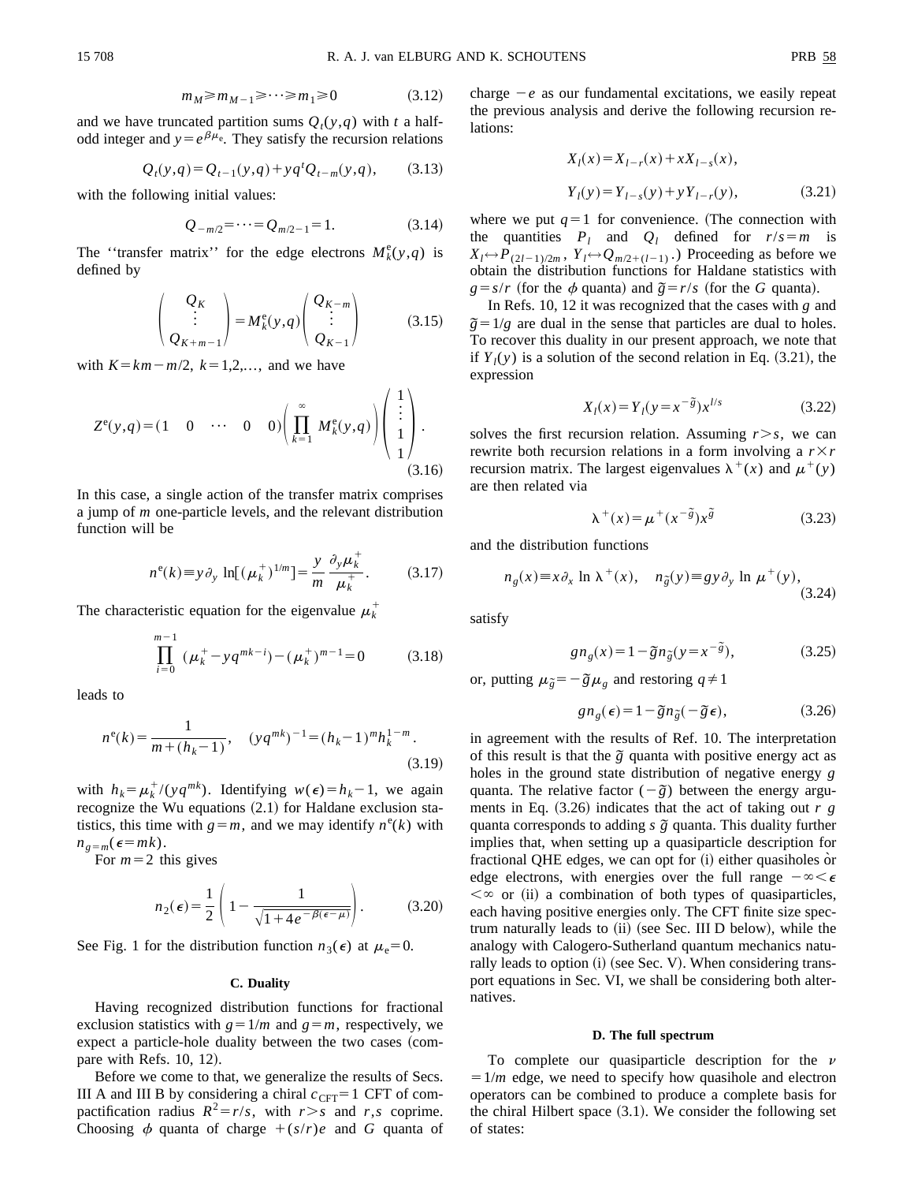$$m_M \geq m_{M-1} \geq \cdots \geq m_1 \geq 0 \tag{3.12}$$

and we have truncated partition sums $Q_t(y,q)$ with $t$ a half-odd integer and $y = e^{\beta\mu_e}$. They satisfy the recursion relations

$$Q_t(y,q) = Q_{t-1}(y,q) + y q^t Q_{t-m}(y,q), \tag{3.13}$$

with the following initial values:

$$Q_{-m/2} = \cdots = Q_{m/2-1} = 1. \tag{3.14}$$

The "transfer matrix" for the edge electrons $M_k^e(y,q)$ is defined by

$$\begin{pmatrix} Q_K \\ \vdots \\ Q_{K+m-1} \end{pmatrix} = M_k^e(y,q) \begin{pmatrix} Q_{K-m} \\ \vdots \\ Q_{K-1} \end{pmatrix} \tag{3.15}$$

with $K = km - m/2$, $k = 1,2,\ldots$, and we have

$$Z^e(y,q) = (1 \quad 0 \quad \cdots \quad 0 \quad 0) \left( \prod_{k=1}^{\infty} M_k^e(y,q) \right) \begin{pmatrix} 1 \\ \vdots \\ 1 \\ 1 \end{pmatrix}. \tag{3.16}$$

In this case, a single action of the transfer matrix comprises a jump of $m$ one-particle levels, and the relevant distribution function will be

$$n^e(k) \equiv y \partial_y \ln[(\mu_k^+)^{1/m}] = \frac{y}{m} \frac{\partial_y \mu_k^+}{\mu_k^+}. \tag{3.17}$$

The characteristic equation for the eigenvalue $\mu_k^+$

$$\prod_{i=0}^{m-1} (\mu_k^+ - y q^{mk-i}) - (\mu_k^+)^{m-1} = 0 \tag{3.18}$$

leads to

$$n^e(k) = \frac{1}{m + (h_k - 1)}, \quad (y q^{mk})^{-1} = (h_k - 1)^m h_k^{1-m}. \tag{3.19}$$

with $h_k = \mu_k^+/(y q^{mk})$. Identifying $w(\epsilon) = h_k - 1$, we again recognize the Wu equations (2.1) for Haldane exclusion statistics, this time with $g = m$, and we may identify $n^e(k)$ with $n_{g=m}(\epsilon = mk)$.

For $m = 2$ this gives

$$n_2(\epsilon) = \frac{1}{2} \left( 1 - \frac{1}{\sqrt{1 + 4e^{-\beta(\epsilon - \mu)}}} \right). \tag{3.20}$$

See Fig. 1 for the distribution function $n_3(\epsilon)$ at $\mu_e = 0$.

### C. Duality

Having recognized distribution functions for fractional exclusion statistics with $g = 1/m$ and $g = m$, respectively, we expect a particle-hole duality between the two cases (compare with Refs. 10, 12).

Before we come to that, we generalize the results of Secs. III A and III B by considering a chiral $c_{\mathrm{CFT}} = 1$ CFT of compactification radius $R^2 = r/s$, with $r > s$ and $r, s$ coprime. Choosing $\phi$ quanta of charge $+(s/r)e$ and $G$ quanta of charge $-e$ as our fundamental excitations, we easily repeat the previous analysis and derive the following recursion relations:

$$X_l(x) = X_{l-r}(x) + x X_{l-s}(x),$$
$$Y_l(y) = Y_{l-s}(y) + y Y_{l-r}(y), \tag{3.21}$$

where we put $q = 1$ for convenience. (The connection with the quantities $P_l$ and $Q_l$ defined for $r/s = m$ is $X_l \leftrightarrow P_{(2l-1)/2m}$, $Y_l \leftrightarrow Q_{m/2+(l-1)}$.) Proceeding as before we obtain the distribution functions for Haldane statistics with $g = s/r$ (for the $\phi$ quanta) and $\tilde{g} = r/s$ (for the $G$ quanta).

In Refs. 10, 12 it was recognized that the cases with $g$ and $\tilde{g} = 1/g$ are dual in the sense that particles are dual to holes. To recover this duality in our present approach, we note that if $Y_l(y)$ is a solution of the second relation in Eq. (3.21), the expression

$$X_l(x) = Y_l(y = x^{-\tilde{g}}) x^{l/s} \tag{3.22}$$

solves the first recursion relation. Assuming $r > s$, we can rewrite both recursion relations in a form involving a $r \times r$ recursion matrix. The largest eigenvalues $\lambda^+(x)$ and $\mu^+(y)$ are then related via

$$\lambda^+(x) = \mu^+(x^{-\tilde{g}}) x^{\tilde{g}} \tag{3.23}$$

and the distribution functions

$$n_g(x) \equiv x \partial_x \ln \lambda^+(x), \quad n_{\tilde{g}}(y) \equiv g y \partial_y \ln \mu^+(y), \tag{3.24}$$

satisfy

$$g n_g(x) = 1 - \tilde{g} n_{\tilde{g}}(y = x^{-\tilde{g}}), \tag{3.25}$$

or, putting $\mu_{\tilde{g}} = -\tilde{g}\mu_g$ and restoring $q \neq 1$

$$g n_g(\epsilon) = 1 - \tilde{g} n_{\tilde{g}}(-\tilde{g}\epsilon), \tag{3.26}$$

in agreement with the results of Ref. 10. The interpretation of this result is that the $\tilde{g}$ quanta with positive energy act as holes in the ground state distribution of negative energy $g$ quanta. The relative factor $(-\tilde{g})$ between the energy arguments in Eq. (3.26) indicates that the act of taking out $r$ $g$ quanta corresponds to adding $s$ $\tilde{g}$ quanta. This duality further implies that, when setting up a quasiparticle description for fractional QHE edges, we can opt for (i) either quasiholes or edge electrons, with energies over the full range $-\infty < \epsilon < \infty$ or (ii) a combination of both types of quasiparticles, each having positive energies only. The CFT finite size spectrum naturally leads to (ii) (see Sec. III D below), while the analogy with Calogero-Sutherland quantum mechanics naturally leads to option (i) (see Sec. V). When considering transport equations in Sec. VI, we shall be considering both alternatives.

### D. The full spectrum

To complete our quasiparticle description for the $\nu = 1/m$ edge, we need to specify how quasihole and electron operators can be combined to produce a complete basis for the chiral Hilbert space (3.1). We consider the following set of states: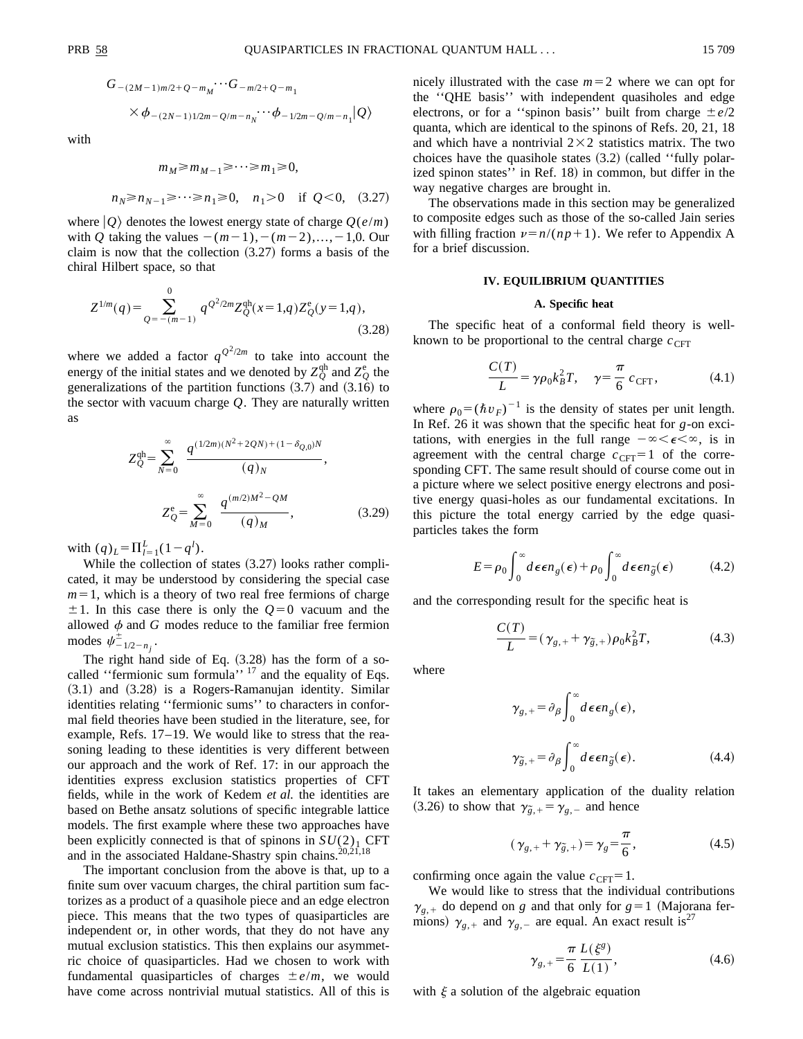$$G_{-(2M-1)m/2+Q-m_M} \cdots G_{-m/2+Q-m_1}$$
$$\times \phi_{-(2N-1)1/2m-Q/m-n_N} \cdots \phi_{-1/2m-Q/m-n_1} |Q\rangle$$

with

$$m_M \geqslant m_{M-1} \geqslant \cdots \geqslant m_1 \geqslant 0,$$
$$n_N \geqslant n_{N-1} \geqslant \cdots \geqslant n_1 \geqslant 0, \quad n_1 > 0 \quad \text{if } Q<0, \tag{3.27}$$

where $|Q\rangle$ denotes the lowest energy state of charge $Q(e/m)$ with $Q$ taking the values $-(m-1), -(m-2), \ldots, -1, 0$. Our claim is now that the collection (3.27) forms a basis of the chiral Hilbert space, so that

$$Z^{1/m}(q) = \sum_{Q=-(m-1)}^{0} q^{Q^2/2m} Z_Q^{\mathrm{qh}}(x=1,q) Z_Q^{\mathrm{e}}(y=1,q), \tag{3.28}$$

where we added a factor $q^{Q^2/2m}$ to take into account the energy of the initial states and we denoted by $Z_Q^{\mathrm{qh}}$ and $Z_Q^{\mathrm{e}}$ the generalizations of the partition functions (3.7) and (3.16) to the sector with vacuum charge $Q$. They are naturally written as

$$Z_Q^{\mathrm{qh}} = \sum_{N=0}^{\infty} \frac{q^{(1/2m)(N^2+2QN)+(1-\delta_{Q,0})N}}{(q)_N},$$

$$Z_Q^{\mathrm{e}} = \sum_{M=0}^{\infty} \frac{q^{(m/2)M^2-QM}}{(q)_M}, \tag{3.29}$$

with $(q)_L = \prod_{l=1}^{L}(1-q^l)$.

While the collection of states (3.27) looks rather complicated, it may be understood by considering the special case $m=1$, which is a theory of two real free fermions of charge $\pm 1$. In this case there is only the $Q=0$ vacuum and the allowed $\phi$ and $G$ modes reduce to the familiar free fermion modes $\psi^{\pm}_{-1/2-n_j}$.

The right hand side of Eq. (3.28) has the form of a so-called ''fermionic sum formula''[17] and the equality of Eqs. (3.1) and (3.28) is a Rogers-Ramanujan identity. Similar identities relating ''fermionic sums'' to characters in conformal field theories have been studied in the literature, see, for example, Refs. 17–19. We would like to stress that the reasoning leading to these identities is very different between our approach and the work of Ref. 17: in our approach the identities express exclusion statistics properties of CFT fields, while in the work of Kedem *et al.* the identities are based on Bethe ansatz solutions of specific integrable lattice models. The first example where these two approaches have been explicitly connected is that of spinons in $SU(2)_1$ CFT and in the associated Haldane-Shastry spin chains.[20,21,18]

The important conclusion from the above is that, up to a finite sum over vacuum charges, the chiral partition sum factorizes as a product of a quasihole piece and an edge electron piece. This means that the two types of quasiparticles are independent or, in other words, that they do not have any mutual exclusion statistics. This then explains our asymmetric choice of quasiparticles. Had we chosen to work with fundamental quasiparticles of charges $\pm e/m$, we would have come across nontrivial mutual statistics. All of this is nicely illustrated with the case $m=2$ where we can opt for the ''QHE basis'' with independent quasiholes and edge electrons, or for a ''spinon basis'' built from charge $\pm e/2$ quanta, which are identical to the spinons of Refs. 20, 21, 18 and which have a nontrivial $2\times 2$ statistics matrix. The two choices have the quasihole states (3.2) (called ''fully polarized spinon states'' in Ref. 18) in common, but differ in the way negative charges are brought in.

The observations made in this section may be generalized to composite edges such as those of the so-called Jain series with filling fraction $\nu = n/(np+1)$. We refer to Appendix A for a brief discussion.

## IV. EQUILIBRIUM QUANTITIES

### A. Specific heat

The specific heat of a conformal field theory is well-known to be proportional to the central charge $c_{\mathrm{CFT}}$

$$\frac{C(T)}{L} = \gamma \rho_0 k_B^2 T, \quad \gamma = \frac{\pi}{6}\, c_{\mathrm{CFT}}, \tag{4.1}$$

where $\rho_0 = (\hbar v_F)^{-1}$ is the density of states per unit length. In Ref. 26 it was shown that the specific heat for $g$-on excitations, with energies in the full range $-\infty < \epsilon < \infty$, is in agreement with the central charge $c_{\mathrm{CFT}} = 1$ of the corresponding CFT. The same result should of course come out in a picture where we select positive energy electrons and positive energy quasi-holes as our fundamental excitations. In this picture the total energy carried by the edge quasiparticles takes the form

$$E = \rho_0 \int_0^{\infty} d\epsilon\, \epsilon\, n_g(\epsilon) + \rho_0 \int_0^{\infty} d\epsilon\, \epsilon\, n_{\tilde{g}}(\epsilon) \tag{4.2}$$

and the corresponding result for the specific heat is

$$\frac{C(T)}{L} = (\gamma_{g,+} + \gamma_{\tilde{g},+}) \rho_0 k_B^2 T, \tag{4.3}$$

where

$$\gamma_{g,+} = \partial_\beta \int_0^{\infty} d\epsilon\, \epsilon\, n_g(\epsilon),$$

$$\gamma_{\tilde{g},+} = \partial_\beta \int_0^{\infty} d\epsilon\, \epsilon\, n_{\tilde{g}}(\epsilon). \tag{4.4}$$

It takes an elementary application of the duality relation (3.26) to show that $\gamma_{\tilde{g},+} = \gamma_{g,-}$ and hence

$$(\gamma_{g,+} + \gamma_{\tilde{g},+}) = \gamma_g = \frac{\pi}{6}, \tag{4.5}$$

confirming once again the value $c_{\mathrm{CFT}} = 1$.

We would like to stress that the individual contributions $\gamma_{g,+}$ do depend on $g$ and that only for $g=1$ (Majorana fermions) $\gamma_{g,+}$ and $\gamma_{g,-}$ are equal. An exact result is[27]

$$\gamma_{g,+} = \frac{\pi}{6} \frac{L(\xi^g)}{L(1)}, \tag{4.6}$$

with $\xi$ a solution of the algebraic equation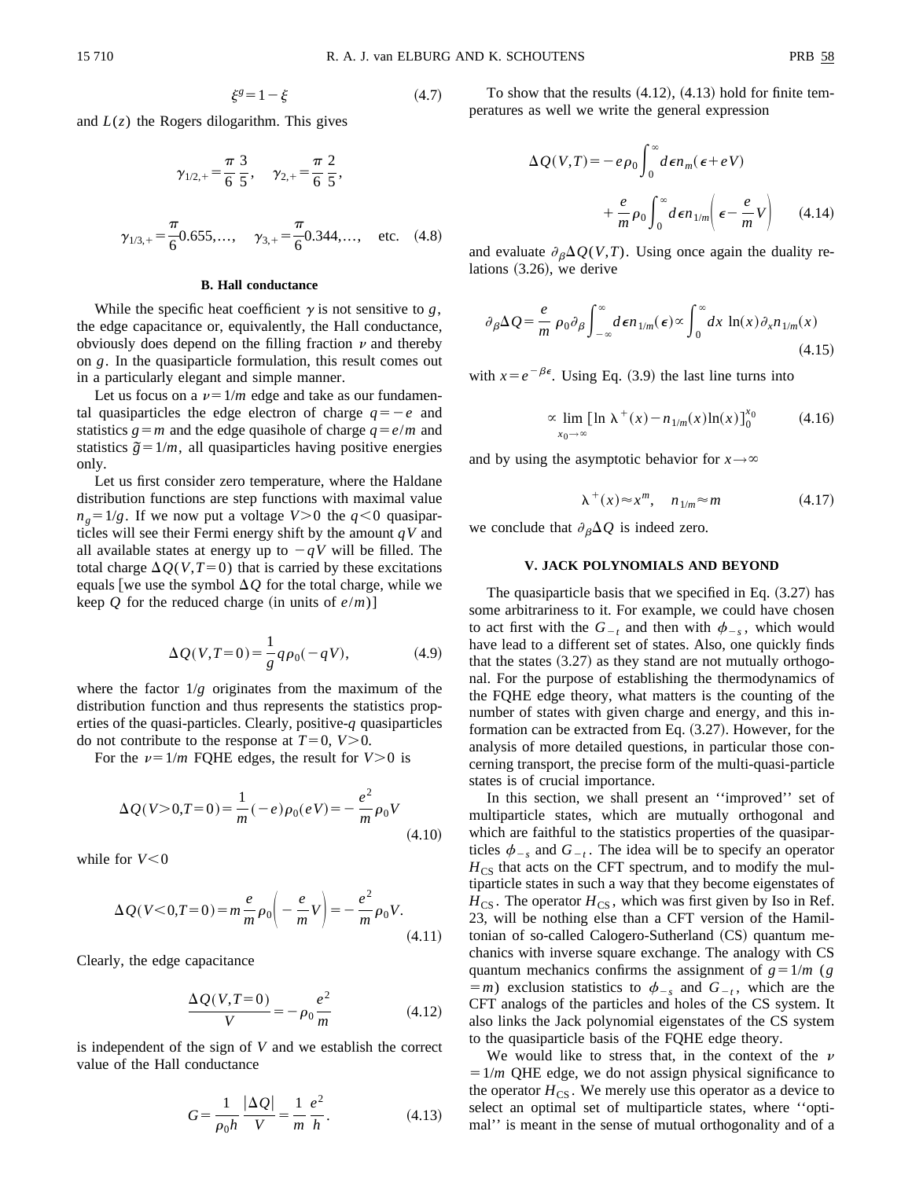$$\xi^g = 1 - \xi \tag{4.7}$$

and $L(z)$ the Rogers dilogarithm. This gives

$$\gamma_{1/2,+} = \frac{\pi}{6}\frac{3}{5}, \quad \gamma_{2,+} = \frac{\pi}{6}\frac{2}{5},$$

$$\gamma_{1/3,+} = \frac{\pi}{6}0.655,\ldots, \quad \gamma_{3,+} = \frac{\pi}{6}0.344,\ldots, \quad \text{etc.} \tag{4.8}$$

### B. Hall conductance

While the specific heat coefficient $\gamma$ is not sensitive to $g$, the edge capacitance or, equivalently, the Hall conductance, obviously does depend on the filling fraction $\nu$ and thereby on $g$. In the quasiparticle formulation, this result comes out in a particularly elegant and simple manner.

Let us focus on a $\nu = 1/m$ edge and take as our fundamental quasiparticles the edge electron of charge $q = -e$ and statistics $g = m$ and the edge quasihole of charge $q = e/m$ and statistics $\tilde{g} = 1/m$, all quasiparticles having positive energies only.

Let us first consider zero temperature, where the Haldane distribution functions are step functions with maximal value $n_g = 1/g$. If we now put a voltage $V > 0$ the $q < 0$ quasiparticles will see their Fermi energy shift by the amount $qV$ and all available states at energy up to $-qV$ will be filled. The total charge $\Delta Q(V,T=0)$ that is carried by these excitations equals [we use the symbol $\Delta Q$ for the total charge, while we keep $Q$ for the reduced charge (in units of $e/m$)]

$$\Delta Q(V,T=0) = \frac{1}{g} q \rho_0(-qV), \tag{4.9}$$

where the factor $1/g$ originates from the maximum of the distribution function and thus represents the statistics properties of the quasi-particles. Clearly, positive-$q$ quasiparticles do not contribute to the response at $T=0$, $V>0$.

For the $\nu = 1/m$ FQHE edges, the result for $V > 0$ is

$$\Delta Q(V>0,T=0) = \frac{1}{m}(-e)\rho_0(eV) = -\frac{e^2}{m}\rho_0 V \tag{4.10}$$

while for $V < 0$

$$\Delta Q(V<0,T=0) = m\frac{e}{m}\rho_0\left(-\frac{e}{m}V\right) = -\frac{e^2}{m}\rho_0 V. \tag{4.11}$$

Clearly, the edge capacitance

$$\frac{\Delta Q(V,T=0)}{V} = -\rho_0 \frac{e^2}{m} \tag{4.12}$$

is independent of the sign of $V$ and we establish the correct value of the Hall conductance

$$G = \frac{1}{\rho_0 h}\frac{|\Delta Q|}{V} = \frac{1}{m}\frac{e^2}{h}. \tag{4.13}$$

To show that the results (4.12), (4.13) hold for finite temperatures as well we write the general expression

$$\Delta Q(V,T) = -e\rho_0 \int_0^\infty d\epsilon\, n_m(\epsilon + eV) + \frac{e}{m}\rho_0 \int_0^\infty d\epsilon\, n_{1/m}\left(\epsilon - \frac{e}{m}V\right) \tag{4.14}$$

and evaluate $\partial_\beta \Delta Q(V,T)$. Using once again the duality relations (3.26), we derive

$$\partial_\beta \Delta Q = \frac{e}{m}\,\rho_0 \partial_\beta \int_{-\infty}^\infty d\epsilon\, n_{1/m}(\epsilon) \propto \int_0^\infty dx\, \ln(x)\partial_x n_{1/m}(x) \tag{4.15}$$

with $x = e^{-\beta\epsilon}$. Using Eq. (3.9) the last line turns into

$$\propto \lim_{x_0 \to \infty} [\ln \lambda^+(x) - n_{1/m}(x)\ln(x)]_0^{x_0} \tag{4.16}$$

and by using the asymptotic behavior for $x \to \infty$

$$\lambda^+(x) \approx x^m, \quad n_{1/m} \approx m \tag{4.17}$$

we conclude that $\partial_\beta \Delta Q$ is indeed zero.

## V. JACK POLYNOMIALS AND BEYOND

The quasiparticle basis that we specified in Eq. (3.27) has some arbitrariness to it. For example, we could have chosen to act first with the $G_{-t}$ and then with $\phi_{-s}$, which would have lead to a different set of states. Also, one quickly finds that the states (3.27) as they stand are not mutually orthogonal. For the purpose of establishing the thermodynamics of the FQHE edge theory, what matters is the counting of the number of states with given charge and energy, and this information can be extracted from Eq. (3.27). However, for the analysis of more detailed questions, in particular those concerning transport, the precise form of the multi-quasi-particle states is of crucial importance.

In this section, we shall present an ''improved'' set of multiparticle states, which are mutually orthogonal and which are faithful to the statistics properties of the quasiparticles $\phi_{-s}$ and $G_{-t}$. The idea will be to specify an operator $H_{\text{CS}}$ that acts on the CFT spectrum, and to modify the multiparticle states in such a way that they become eigenstates of $H_{\text{CS}}$. The operator $H_{\text{CS}}$, which was first given by Iso in Ref. 23, will be nothing else than a CFT version of the Hamiltonian of so-called Calogero-Sutherland (CS) quantum mechanics with inverse square exchange. The analogy with CS quantum mechanics confirms the assignment of $g = 1/m$ ($g = m$) exclusion statistics to $\phi_{-s}$ and $G_{-t}$, which are the CFT analogs of the particles and holes of the CS system. It also links the Jack polynomial eigenstates of the CS system to the quasiparticle basis of the FQHE edge theory.

We would like to stress that, in the context of the $\nu = 1/m$ QHE edge, we do not assign physical significance to the operator $H_{\text{CS}}$. We merely use this operator as a device to select an optimal set of multiparticle states, where ''optimal'' is meant in the sense of mutual orthogonality and of a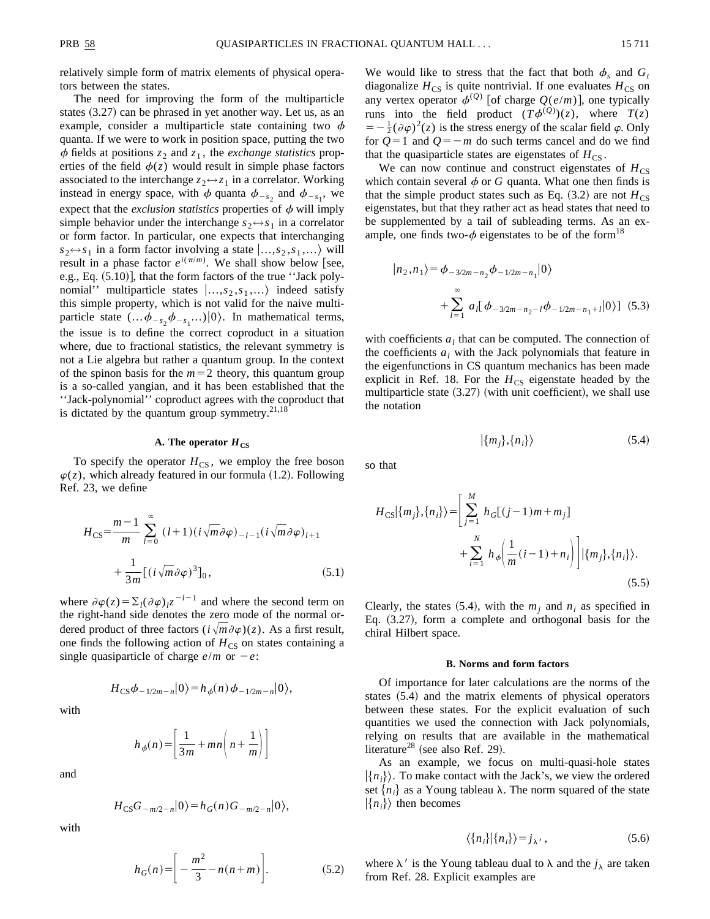relatively simple form of matrix elements of physical operators between the states.

The need for improving the form of the multiparticle states (3.27) can be phrased in yet another way. Let us, as an example, consider a multiparticle state containing two $\phi$ quanta. If we were to work in position space, putting the two $\phi$ fields at positions $z_2$ and $z_1$, the *exchange statistics* properties of the field $\phi(z)$ would result in simple phase factors associated to the interchange $z_2 \leftrightarrow z_1$ in a correlator. Working instead in energy space, with $\phi$ quanta $\phi_{-s_2}$ and $\phi_{-s_1}$, we expect that the *exclusion statistics* properties of $\phi$ will imply simple behavior under the interchange $s_2 \leftrightarrow s_1$ in a correlator or form factor. In particular, one expects that interchanging $s_2 \leftrightarrow s_1$ in a form factor involving a state $|\ldots,s_2,s_1,\ldots\rangle$ will result in a phase factor $e^{i(\pi/m)}$. We shall show below [see, e.g., Eq. (5.10)], that the form factors of the true ''Jack polynomial'' multiparticle states $|\ldots,s_2,s_1,\ldots\rangle$ indeed satisfy this simple property, which is not valid for the naive multiparticle state $(\ldots\phi_{-s_2}\phi_{-s_1}\ldots)|0\rangle$. In mathematical terms, the issue is to define the correct coproduct in a situation where, due to fractional statistics, the relevant symmetry is not a Lie algebra but rather a quantum group. In the context of the spinon basis for the $m=2$ theory, this quantum group is a so-called yangian, and it has been established that the ''Jack-polynomial'' coproduct agrees with the coproduct that is dictated by the quantum group symmetry.[21,18]

### A. The operator $H_{\rm CS}$

To specify the operator $H_{\rm CS}$, we employ the free boson $\varphi(z)$, which already featured in our formula (1.2). Following Ref. 23, we define

$$H_{\rm CS}=\frac{m-1}{m}\sum_{l=0}^{\infty}(l+1)(i\sqrt{m}\partial\varphi)_{-l-1}(i\sqrt{m}\partial\varphi)_{l+1}+\frac{1}{3m}[(i\sqrt{m}\partial\varphi)^3]_0, \tag{5.1}$$

where $\partial\varphi(z)=\Sigma_l(\partial\varphi)_l z^{-l-1}$ and where the second term on the right-hand side denotes the zero mode of the normal ordered product of three factors $(i\sqrt{m}\partial\varphi)(z)$. As a first result, one finds the following action of $H_{\rm CS}$ on states containing a single quasiparticle of charge $e/m$ or $-e$:

$$H_{\rm CS}\phi_{-1/2m-n}|0\rangle=h_\phi(n)\phi_{-1/2m-n}|0\rangle,$$

with

$$h_\phi(n)=\left[\frac{1}{3m}+mn\left(n+\frac{1}{m}\right)\right]$$

and

$$H_{\rm CS}G_{-m/2-n}|0\rangle=h_G(n)G_{-m/2-n}|0\rangle,$$

with

$$h_G(n)=\left[-\frac{m^2}{3}-n(n+m)\right]. \tag{5.2}$$

We would like to stress that the fact that both $\phi_s$ and $G_t$ diagonalize $H_{\rm CS}$ is quite nontrivial. If one evaluates $H_{\rm CS}$ on any vertex operator $\phi^{(Q)}$ [of charge $Q(e/m)$], one typically runs into the field product $(T\phi^{(Q)})(z)$, where $T(z)=-\frac{1}{2}(\partial\varphi)^2(z)$ is the stress energy of the scalar field $\varphi$. Only for $Q=1$ and $Q=-m$ do such terms cancel and do we find that the quasiparticle states are eigenstates of $H_{\rm CS}$.

We can now continue and construct eigenstates of $H_{\rm CS}$ which contain several $\phi$ or $G$ quanta. What one then finds is that the simple product states such as Eq. (3.2) are not $H_{\rm CS}$ eigenstates, but that they rather act as head states that need to be supplemented by a tail of subleading terms. As an example, one finds two-$\phi$ eigenstates to be of the form[18]

$$|n_2,n_1\rangle=\phi_{-3/2m-n_2}\phi_{-1/2m-n_1}|0\rangle+\sum_{l=1}^{\infty}a_l[\phi_{-3/2m-n_2-l}\phi_{-1/2m-n_1+l}|0\rangle] \tag{5.3}$$

with coefficients $a_l$ that can be computed. The connection of the coefficients $a_l$ with the Jack polynomials that feature in the eigenfunctions in CS quantum mechanics has been made explicit in Ref. 18. For the $H_{\rm CS}$ eigenstate headed by the multiparticle state (3.27) (with unit coefficient), we shall use the notation

$$|\{m_j\},\{n_i\}\rangle \tag{5.4}$$

so that

$$H_{\rm CS}|\{m_j\},\{n_i\}\rangle=\left[\sum_{j=1}^{M}h_G[(j-1)m+m_j]+\sum_{i=1}^{N}h_\phi\left(\frac{1}{m}(i-1)+n_i\right)\right]|\{m_j\},\{n_i\}\rangle. \tag{5.5}$$

Clearly, the states (5.4), with the $m_j$ and $n_i$ as specified in Eq. (3.27), form a complete and orthogonal basis for the chiral Hilbert space.

### B. Norms and form factors

Of importance for later calculations are the norms of the states (5.4) and the matrix elements of physical operators between these states. For the explicit evaluation of such quantities we used the connection with Jack polynomials, relying on results that are available in the mathematical literature[28] (see also Ref. 29).

As an example, we focus on multi-quasi-hole states $|\{n_i\}\rangle$. To make contact with the Jack's, we view the ordered set $\{n_i\}$ as a Young tableau $\lambda$. The norm squared of the state $|\{n_i\}\rangle$ then becomes

$$\langle\{n_i\}|\{n_i\}\rangle=j_{\lambda'}, \tag{5.6}$$

where $\lambda'$ is the Young tableau dual to $\lambda$ and the $j_\lambda$ are taken from Ref. 28. Explicit examples are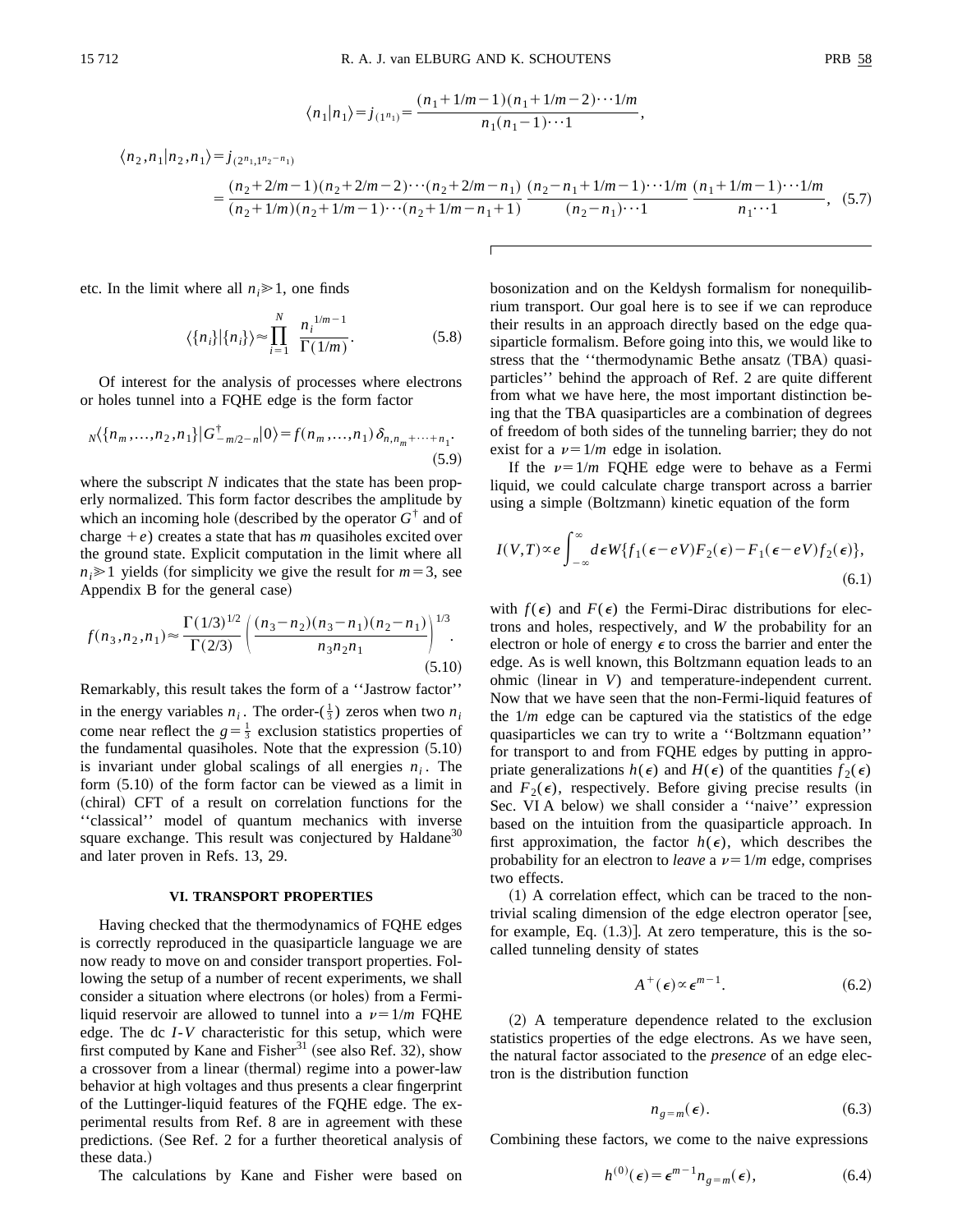$$\langle n_1|n_1\rangle = j_{(1^{n_1})} = \frac{(n_1+1/m-1)(n_1+1/m-2)\cdots 1/m}{n_1(n_1-1)\cdots 1},$$

$$\langle n_2,n_1|n_2,n_1\rangle = j_{(2^{n_1},1^{n_2-n_1})}$$

$$= \frac{(n_2+2/m-1)(n_2+2/m-2)\cdots(n_2+2/m-n_1)}{(n_2+1/m)(n_2+1/m-1)\cdots(n_2+1/m-n_1+1)} \frac{(n_2-n_1+1/m-1)\cdots 1/m}{(n_2-n_1)\cdots 1} \frac{(n_1+1/m-1)\cdots 1/m}{n_1\cdots 1}, \quad (5.7)$$

etc. In the limit where all $n_i \gg 1$, one finds

$$\langle\{n_i\}|\{n_i\}\rangle \approx \prod_{i=1}^{N} \frac{n_i^{1/m-1}}{\Gamma(1/m)}. \quad (5.8)$$

Of interest for the analysis of processes where electrons or holes tunnel into a FQHE edge is the form factor

$${}_N\langle\{n_m,\ldots,n_2,n_1\}|G^{\dagger}_{-m/2-n}|0\rangle = f(n_m,\ldots,n_1)\,\delta_{n,n_m+\cdots+n_1}. \quad (5.9)$$

where the subscript $N$ indicates that the state has been properly normalized. This form factor describes the amplitude by which an incoming hole (described by the operator $G^{\dagger}$ and of charge $+e$) creates a state that has $m$ quasiholes excited over the ground state. Explicit computation in the limit where all $n_i \gg 1$ yields (for simplicity we give the result for $m=3$, see Appendix B for the general case)

$$f(n_3,n_2,n_1) \approx \frac{\Gamma(1/3)^{1/2}}{\Gamma(2/3)} \left( \frac{(n_3-n_2)(n_3-n_1)(n_2-n_1)}{n_3 n_2 n_1} \right)^{1/3}. \quad (5.10)$$

Remarkably, this result takes the form of a ''Jastrow factor'' in the energy variables $n_i$. The order-($\frac{1}{3}$) zeros when two $n_i$ come near reflect the $g=\frac{1}{3}$ exclusion statistics properties of the fundamental quasiholes. Note that the expression (5.10) is invariant under global scalings of all energies $n_i$. The form (5.10) of the form factor can be viewed as a limit in (chiral) CFT of a result on correlation functions for the ''classical'' model of quantum mechanics with inverse square exchange. This result was conjectured by Haldane[30] and later proven in Refs. 13, 29.

## VI. TRANSPORT PROPERTIES

Having checked that the thermodynamics of FQHE edges is correctly reproduced in the quasiparticle language we are now ready to move on and consider transport properties. Following the setup of a number of recent experiments, we shall consider a situation where electrons (or holes) from a Fermi-liquid reservoir are allowed to tunnel into a $\nu=1/m$ FQHE edge. The dc $I$-$V$ characteristic for this setup, which were first computed by Kane and Fisher[31] (see also Ref. 32), show a crossover from a linear (thermal) regime into a power-law behavior at high voltages and thus presents a clear fingerprint of the Luttinger-liquid features of the FQHE edge. The experimental results from Ref. 8 are in agreement with these predictions. (See Ref. 2 for a further theoretical analysis of these data.)

The calculations by Kane and Fisher were based on bosonization and on the Keldysh formalism for nonequilibrium transport. Our goal here is to see if we can reproduce their results in an approach directly based on the edge quasiparticle formalism. Before going into this, we would like to stress that the ''thermodynamic Bethe ansatz (TBA) quasiparticles'' behind the approach of Ref. 2 are quite different from what we have here, the most important distinction being that the TBA quasiparticles are a combination of degrees of freedom of both sides of the tunneling barrier; they do not exist for a $\nu=1/m$ edge in isolation.

If the $\nu=1/m$ FQHE edge were to behave as a Fermi liquid, we could calculate charge transport across a barrier using a simple (Boltzmann) kinetic equation of the form

$$I(V,T) \propto e\int_{-\infty}^{\infty} d\epsilon\, W\{f_1(\epsilon-eV)F_2(\epsilon) - F_1(\epsilon-eV)f_2(\epsilon)\}, \quad (6.1)$$

with $f(\epsilon)$ and $F(\epsilon)$ the Fermi-Dirac distributions for electrons and holes, respectively, and $W$ the probability for an electron or hole of energy $\epsilon$ to cross the barrier and enter the edge. As is well known, this Boltzmann equation leads to an ohmic (linear in $V$) and temperature-independent current. Now that we have seen that the non-Fermi-liquid features of the $1/m$ edge can be captured via the statistics of the edge quasiparticles we can try to write a ''Boltzmann equation'' for transport to and from FQHE edges by putting in appropriate generalizations $h(\epsilon)$ and $H(\epsilon)$ of the quantities $f_2(\epsilon)$ and $F_2(\epsilon)$, respectively. Before giving precise results (in Sec. VI A below) we shall consider a ''naive'' expression based on the intuition from the quasiparticle approach. In first approximation, the factor $h(\epsilon)$, which describes the probability for an electron to *leave* a $\nu=1/m$ edge, comprises two effects.

(1) A correlation effect, which can be traced to the nontrivial scaling dimension of the edge electron operator [see, for example, Eq. (1.3)]. At zero temperature, this is the so-called tunneling density of states

$$A^{+}(\epsilon) \propto \epsilon^{m-1}. \quad (6.2)$$

(2) A temperature dependence related to the exclusion statistics properties of the edge electrons. As we have seen, the natural factor associated to the *presence* of an edge electron is the distribution function

$$n_{g=m}(\epsilon). \quad (6.3)$$

Combining these factors, we come to the naive expressions

$$h^{(0)}(\epsilon) = \epsilon^{m-1} n_{g=m}(\epsilon), \quad (6.4)$$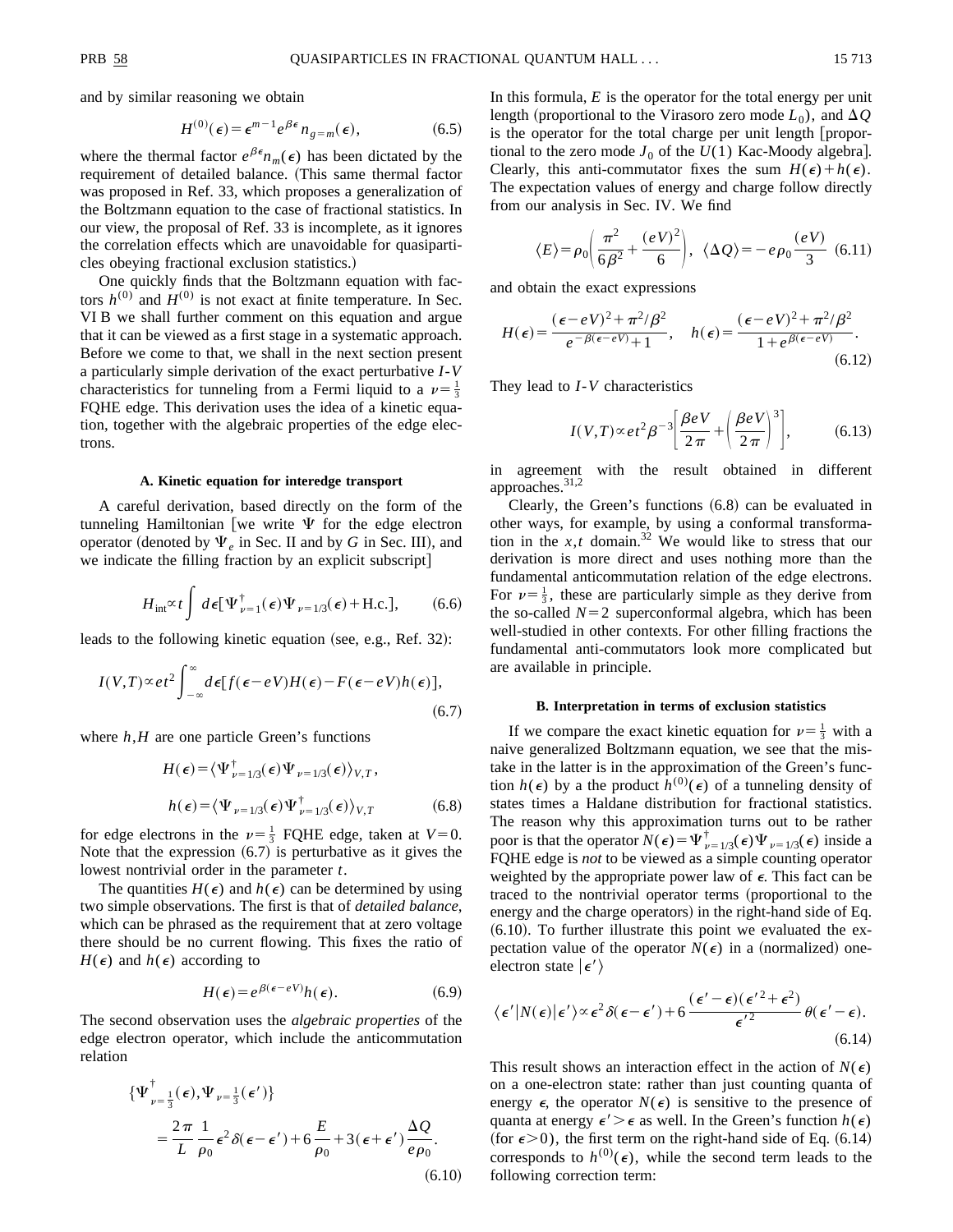and by similar reasoning we obtain

$$H^{(0)}(\epsilon)=\epsilon^{m-1}e^{\beta\epsilon}n_{g=m}(\epsilon), \tag{6.5}$$

where the thermal factor $e^{\beta\epsilon}n_m(\epsilon)$ has been dictated by the requirement of detailed balance. (This same thermal factor was proposed in Ref. 33, which proposes a generalization of the Boltzmann equation to the case of fractional statistics. In our view, the proposal of Ref. 33 is incomplete, as it ignores the correlation effects which are unavoidable for quasiparticles obeying fractional exclusion statistics.)

One quickly finds that the Boltzmann equation with factors $h^{(0)}$ and $H^{(0)}$ is not exact at finite temperature. In Sec. VI B we shall further comment on this equation and argue that it can be viewed as a first stage in a systematic approach. Before we come to that, we shall in the next section present a particularly simple derivation of the exact perturbative $I$-$V$ characteristics for tunneling from a Fermi liquid to a $\nu=\frac{1}{3}$ FQHE edge. This derivation uses the idea of a kinetic equation, together with the algebraic properties of the edge electrons.

### A. Kinetic equation for interedge transport

A careful derivation, based directly on the form of the tunneling Hamiltonian [we write $\Psi$ for the edge electron operator (denoted by $\Psi_e$ in Sec. II and by $G$ in Sec. III), and we indicate the filling fraction by an explicit subscript]

$$H_{\rm int}\propto t\int d\epsilon[\Psi^\dagger_{\nu=1}(\epsilon)\Psi_{\nu=1/3}(\epsilon)+{\rm H.c.}], \tag{6.6}$$

leads to the following kinetic equation (see, e.g., Ref. 32):

$$I(V,T)\propto et^2\int_{-\infty}^{\infty}d\epsilon[f(\epsilon-eV)H(\epsilon)-F(\epsilon-eV)h(\epsilon)], \tag{6.7}$$

where $h,H$ are one particle Green's functions

$$H(\epsilon)=\langle\Psi^\dagger_{\nu=1/3}(\epsilon)\Psi_{\nu=1/3}(\epsilon)\rangle_{V,T},$$

$$h(\epsilon)=\langle\Psi_{\nu=1/3}(\epsilon)\Psi^\dagger_{\nu=1/3}(\epsilon)\rangle_{V,T} \tag{6.8}$$

for edge electrons in the $\nu=\frac{1}{3}$ FQHE edge, taken at $V=0$. Note that the expression (6.7) is perturbative as it gives the lowest nontrivial order in the parameter $t$.

The quantities $H(\epsilon)$ and $h(\epsilon)$ can be determined by using two simple observations. The first is that of *detailed balance*, which can be phrased as the requirement that at zero voltage there should be no current flowing. This fixes the ratio of $H(\epsilon)$ and $h(\epsilon)$ according to

$$H(\epsilon)=e^{\beta(\epsilon-eV)}h(\epsilon). \tag{6.9}$$

The second observation uses the *algebraic properties* of the edge electron operator, which include the anticommutation relation

$$\{\Psi^\dagger_{\nu=\frac{1}{3}}(\epsilon),\Psi_{\nu=\frac{1}{3}}(\epsilon')\}=\frac{2\pi}{L}\frac{1}{\rho_0}\epsilon^2\delta(\epsilon-\epsilon')+6\frac{E}{\rho_0}+3(\epsilon+\epsilon')\frac{\Delta Q}{e\rho_0}. \tag{6.10}$$

In this formula, $E$ is the operator for the total energy per unit length (proportional to the Virasoro zero mode $L_0$), and $\Delta Q$ is the operator for the total charge per unit length [proportional to the zero mode $J_0$ of the $U(1)$ Kac-Moody algebra]. Clearly, this anti-commutator fixes the sum $H(\epsilon)+h(\epsilon)$. The expectation values of energy and charge follow directly from our analysis in Sec. IV. We find

$$\langle E\rangle=\rho_0\left(\frac{\pi^2}{6\beta^2}+\frac{(eV)^2}{6}\right),\quad \langle\Delta Q\rangle=-e\rho_0\frac{(eV)}{3} \tag{6.11}$$

and obtain the exact expressions

$$H(\epsilon)=\frac{(\epsilon-eV)^2+\pi^2/\beta^2}{e^{-\beta(\epsilon-eV)}+1},\quad h(\epsilon)=\frac{(\epsilon-eV)^2+\pi^2/\beta^2}{1+e^{\beta(\epsilon-eV)}}. \tag{6.12}$$

They lead to $I$-$V$ characteristics

$$I(V,T)\propto et^2\beta^{-3}\left[\frac{\beta eV}{2\pi}+\left(\frac{\beta eV}{2\pi}\right)^3\right], \tag{6.13}$$

in agreement with the result obtained in different approaches.[31,2]

Clearly, the Green's functions (6.8) can be evaluated in other ways, for example, by using a conformal transformation in the $x,t$ domain.[32] We would like to stress that our derivation is more direct and uses nothing more than the fundamental anticommutation relation of the edge electrons. For $\nu=\frac{1}{3}$, these are particularly simple as they derive from the so-called $N=2$ superconformal algebra, which has been well-studied in other contexts. For other filling fractions the fundamental anti-commutators look more complicated but are available in principle.

### B. Interpretation in terms of exclusion statistics

If we compare the exact kinetic equation for $\nu=\frac{1}{3}$ with a naive generalized Boltzmann equation, we see that the mistake in the latter is in the approximation of the Green's function $h(\epsilon)$ by a the product $h^{(0)}(\epsilon)$ of a tunneling density of states times a Haldane distribution for fractional statistics. The reason why this approximation turns out to be rather poor is that the operator $N(\epsilon)=\Psi^\dagger_{\nu=1/3}(\epsilon)\Psi_{\nu=1/3}(\epsilon)$ inside a FQHE edge is *not* to be viewed as a simple counting operator weighted by the appropriate power law of $\epsilon$. This fact can be traced to the nontrivial operator terms (proportional to the energy and the charge operators) in the right-hand side of Eq. (6.10). To further illustrate this point we evaluated the expectation value of the operator $N(\epsilon)$ in a (normalized) one-electron state $|\epsilon'\rangle$

$$\langle\epsilon'|N(\epsilon)|\epsilon'\rangle\propto\epsilon^2\delta(\epsilon-\epsilon')+6\frac{(\epsilon'-\epsilon)(\epsilon'^2+\epsilon^2)}{\epsilon'^2}\theta(\epsilon'-\epsilon). \tag{6.14}$$

This result shows an interaction effect in the action of $N(\epsilon)$ on a one-electron state: rather than just counting quanta of energy $\epsilon$, the operator $N(\epsilon)$ is sensitive to the presence of quanta at energy $\epsilon'>\epsilon$ as well. In the Green's function $h(\epsilon)$ (for $\epsilon>0$), the first term on the right-hand side of Eq. (6.14) corresponds to $h^{(0)}(\epsilon)$, while the second term leads to the following correction term: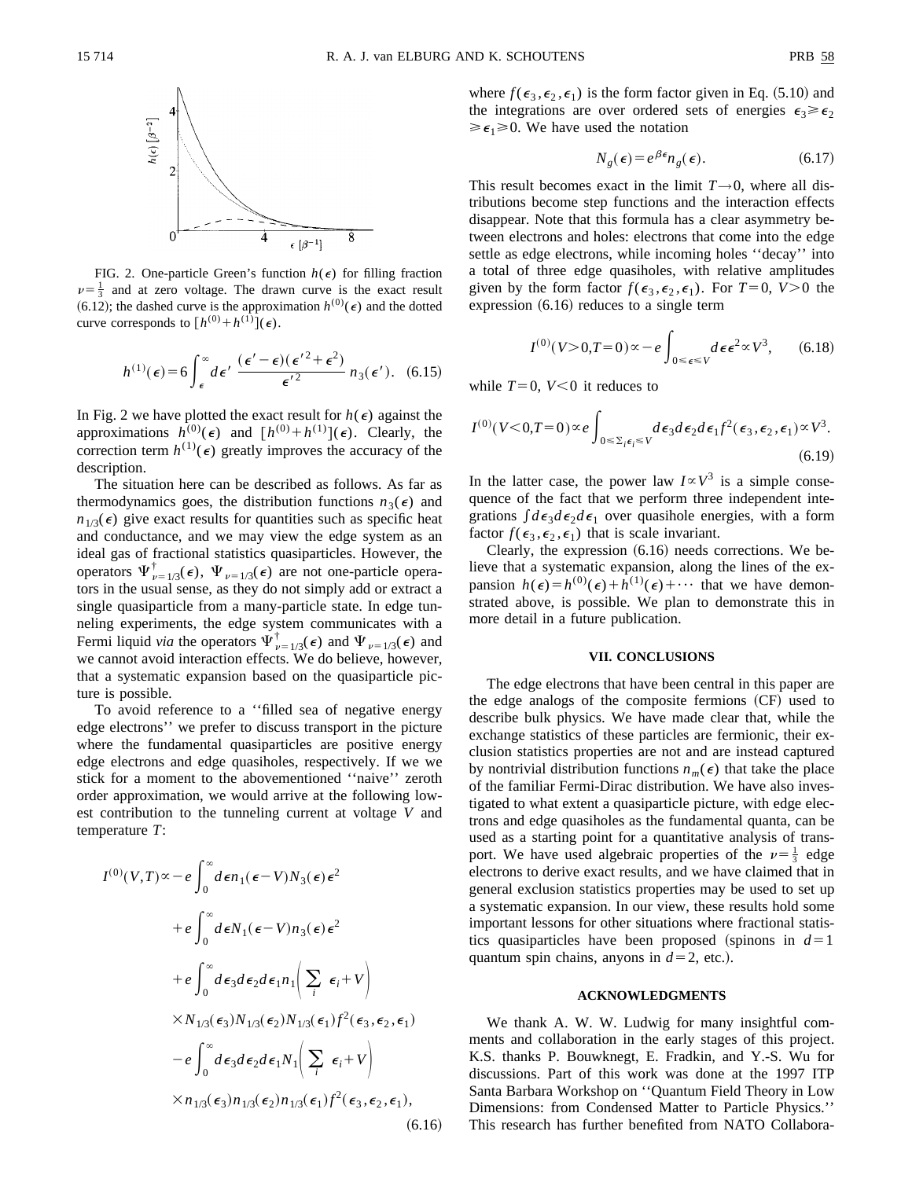FIG. 2. One-particle Green's function $h(\epsilon)$ for filling fraction $\nu=\frac{1}{3}$ and at zero voltage. The drawn curve is the exact result (6.12); the dashed curve is the approximation $h^{(0)}(\epsilon)$ and the dotted curve corresponds to $[h^{(0)}+h^{(1)}](\epsilon)$.

$$h^{(1)}(\epsilon)=6\int_{\epsilon}^{\infty}d\epsilon' \; \frac{(\epsilon'-\epsilon)(\epsilon'^2+\epsilon^2)}{\epsilon'^2}\; n_3(\epsilon'). \quad (6.15)$$

In Fig. 2 we have plotted the exact result for $h(\epsilon)$ against the approximations $h^{(0)}(\epsilon)$ and $[h^{(0)}+h^{(1)}](\epsilon)$. Clearly, the correction term $h^{(1)}(\epsilon)$ greatly improves the accuracy of the description.

The situation here can be described as follows. As far as thermodynamics goes, the distribution functions $n_3(\epsilon)$ and $n_{1/3}(\epsilon)$ give exact results for quantities such as specific heat and conductance, and we may view the edge system as an ideal gas of fractional statistics quasiparticles. However, the operators $\Psi^{\dagger}_{\nu=1/3}(\epsilon)$, $\Psi_{\nu=1/3}(\epsilon)$ are not one-particle operators in the usual sense, as they do not simply add or extract a single quasiparticle from a many-particle state. In edge tunneling experiments, the edge system communicates with a Fermi liquid *via* the operators $\Psi^{\dagger}_{\nu=1/3}(\epsilon)$ and $\Psi_{\nu=1/3}(\epsilon)$ and we cannot avoid interaction effects. We do believe, however, that a systematic expansion based on the quasiparticle picture is possible.

To avoid reference to a ''filled sea of negative energy edge electrons'' we prefer to discuss transport in the picture where the fundamental quasiparticles are positive energy edge electrons and edge quasiholes, respectively. If we we stick for a moment to the abovementioned ''naive'' zeroth order approximation, we would arrive at the following lowest contribution to the tunneling current at voltage $V$ and temperature $T$:

$$\begin{aligned}
I^{(0)}(V,T)\propto&-e\int_0^{\infty}d\epsilon\, n_1(\epsilon-V)N_3(\epsilon)\epsilon^2\\
&+e\int_0^{\infty}d\epsilon\, N_1(\epsilon-V)n_3(\epsilon)\epsilon^2\\
&+e\int_0^{\infty}d\epsilon_3 d\epsilon_2 d\epsilon_1\, n_1\Bigg(\sum_i \epsilon_i+V\Bigg)\\
&\times N_{1/3}(\epsilon_3)N_{1/3}(\epsilon_2)N_{1/3}(\epsilon_1)f^2(\epsilon_3,\epsilon_2,\epsilon_1)\\
&-e\int_0^{\infty}d\epsilon_3 d\epsilon_2 d\epsilon_1\, N_1\Bigg(\sum_i \epsilon_i+V\Bigg)\\
&\times n_{1/3}(\epsilon_3)n_{1/3}(\epsilon_2)n_{1/3}(\epsilon_1)f^2(\epsilon_3,\epsilon_2,\epsilon_1),
\end{aligned} \quad (6.16)$$

where $f(\epsilon_3,\epsilon_2,\epsilon_1)$ is the form factor given in Eq. (5.10) and the integrations are over ordered sets of energies $\epsilon_3\geq\epsilon_2\geq\epsilon_1\geq 0$. We have used the notation

$$N_g(\epsilon)=e^{\beta\epsilon}n_g(\epsilon). \quad (6.17)$$

This result becomes exact in the limit $T\to 0$, where all distributions become step functions and the interaction effects disappear. Note that this formula has a clear asymmetry between electrons and holes: electrons that come into the edge settle as edge electrons, while incoming holes ''decay'' into a total of three edge quasiholes, with relative amplitudes given by the form factor $f(\epsilon_3,\epsilon_2,\epsilon_1)$. For $T=0$, $V>0$ the expression (6.16) reduces to a single term

$$I^{(0)}(V>0,T=0)\propto -e\int_{0\leq\epsilon\leq V}d\epsilon\,\epsilon^2\propto V^3, \quad (6.18)$$

while $T=0$, $V<0$ it reduces to

$$I^{(0)}(V<0,T=0)\propto e\int_{0\leq\Sigma_i\epsilon_i\leq V}d\epsilon_3 d\epsilon_2 d\epsilon_1 f^2(\epsilon_3,\epsilon_2,\epsilon_1)\propto V^3. \quad (6.19)$$

In the latter case, the power law $I\propto V^3$ is a simple consequence of the fact that we perform three independent integrations $\int d\epsilon_3 d\epsilon_2 d\epsilon_1$ over quasihole energies, with a form factor $f(\epsilon_3,\epsilon_2,\epsilon_1)$ that is scale invariant.

Clearly, the expression (6.16) needs corrections. We believe that a systematic expansion, along the lines of the expansion $h(\epsilon)=h^{(0)}(\epsilon)+h^{(1)}(\epsilon)+\cdots$ that we have demonstrated above, is possible. We plan to demonstrate this in more detail in a future publication.

## VII. CONCLUSIONS

The edge electrons that have been central in this paper are the edge analogs of the composite fermions (CF) used to describe bulk physics. We have made clear that, while the exchange statistics of these particles are fermionic, their exclusion statistics properties are not and are instead captured by nontrivial distribution functions $n_m(\epsilon)$ that take the place of the familiar Fermi-Dirac distribution. We have also investigated to what extent a quasiparticle picture, with edge electrons and edge quasiholes as the fundamental quanta, can be used as a starting point for a quantitative analysis of transport. We have used algebraic properties of the $\nu=\frac{1}{3}$ edge electrons to derive exact results, and we have claimed that in general exclusion statistics properties may be used to set up a systematic expansion. In our view, these results hold some important lessons for other situations where fractional statistics quasiparticles have been proposed (spinons in $d=1$ quantum spin chains, anyons in $d=2$, etc.).

## ACKNOWLEDGMENTS

We thank A. W. W. Ludwig for many insightful comments and collaboration in the early stages of this project. K.S. thanks P. Bouwknegt, E. Fradkin, and Y.-S. Wu for discussions. Part of this work was done at the 1997 ITP Santa Barbara Workshop on ''Quantum Field Theory in Low Dimensions: from Condensed Matter to Particle Physics.'' This research has further benefited from NATO Collabora-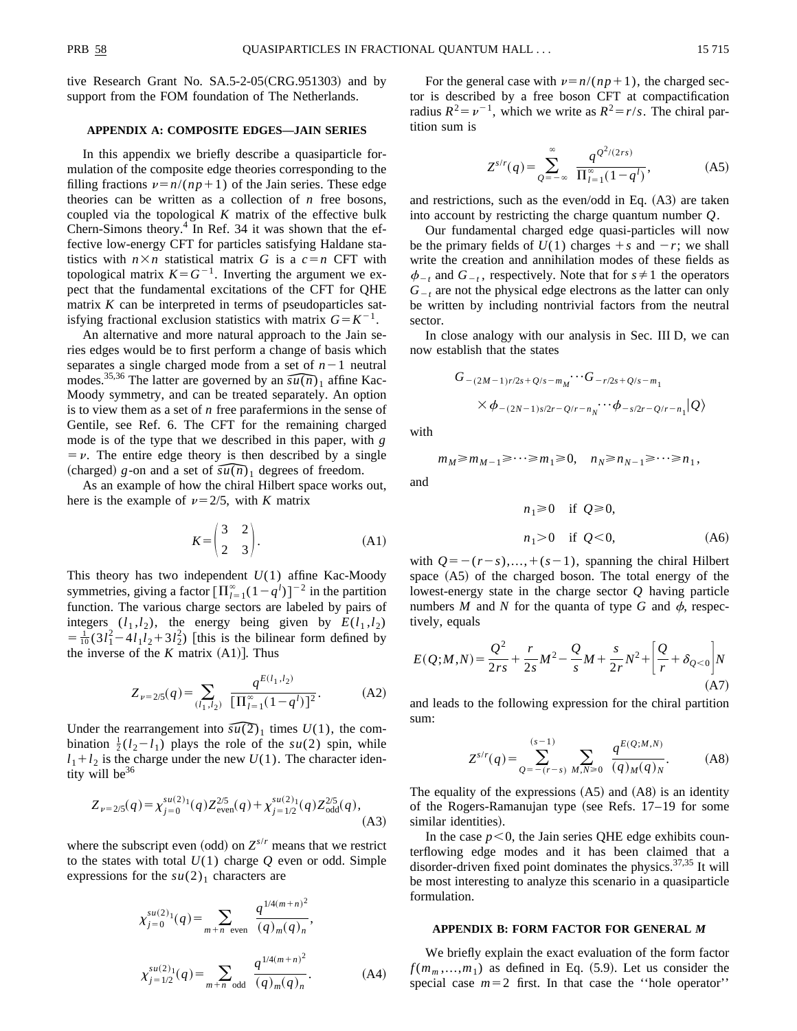tive Research Grant No. SA.5-2-05(CRG.951303) and by support from the FOM foundation of The Netherlands.

## APPENDIX A: COMPOSITE EDGES—JAIN SERIES

In this appendix we briefly describe a quasiparticle formulation of the composite edge theories corresponding to the filling fractions $\nu=n/(np+1)$ of the Jain series. These edge theories can be written as a collection of $n$ free bosons, coupled via the topological $K$ matrix of the effective bulk Chern-Simons theory.[4] In Ref. 34 it was shown that the effective low-energy CFT for particles satisfying Haldane statistics with $n\times n$ statistical matrix $G$ is a $c=n$ CFT with topological matrix $K=G^{-1}$. Inverting the argument we expect that the fundamental excitations of the CFT for QHE matrix $K$ can be interpreted in terms of pseudoparticles satisfying fractional exclusion statistics with matrix $G=K^{-1}$.

An alternative and more natural approach to the Jain series edges would be to first perform a change of basis which separates a single charged mode from a set of $n-1$ neutral modes.[35,36] The latter are governed by an $\widehat{su(n)}_1$ affine Kac-Moody symmetry, and can be treated separately. An option is to view them as a set of $n$ free parafermions in the sense of Gentile, see Ref. 6. The CFT for the remaining charged mode is of the type that we described in this paper, with $g=\nu$. The entire edge theory is then described by a single (charged) $g$-on and a set of $\widehat{su(n)}_1$ degrees of freedom.

As an example of how the chiral Hilbert space works out, here is the example of $\nu=2/5$, with $K$ matrix

$$K=\begin{pmatrix} 3 & 2 \\ 2 & 3 \end{pmatrix}. \tag{A1}$$

This theory has two independent $U(1)$ affine Kac-Moody symmetries, giving a factor $[\prod_{l=1}^{\infty}(1-q^l)]^{-2}$ in the partition function. The various charge sectors are labeled by pairs of integers $(l_1,l_2)$, the energy being given by $E(l_1,l_2)=\frac{1}{10}(3l_1^2-4l_1l_2+3l_2^2)$ [this is the bilinear form defined by the inverse of the $K$ matrix (A1)]. Thus

$$Z_{\nu=2/5}(q)=\sum_{(l_1,l_2)}\frac{q^{E(l_1,l_2)}}{[\prod_{l=1}^{\infty}(1-q^l)]^2}. \tag{A2}$$

Under the rearrangement into $\widehat{su(2)}_1$ times $U(1)$, the combination $\frac{1}{2}(l_2-l_1)$ plays the role of the $su(2)$ spin, while $l_1+l_2$ is the charge under the new $U(1)$. The character identity will be[36]

$$Z_{\nu=2/5}(q)=\chi_{j=0}^{su(2)_1}(q)Z_{\rm even}^{2/5}(q)+\chi_{j=1/2}^{su(2)_1}(q)Z_{\rm odd}^{2/5}(q), \tag{A3}$$

where the subscript even (odd) on $Z^{s/r}$ means that we restrict to the states with total $U(1)$ charge $Q$ even or odd. Simple expressions for the $su(2)_1$ characters are

$$\chi_{j=0}^{su(2)_1}(q)=\sum_{m+n\ \rm even}\frac{q^{1/4(m+n)^2}}{(q)_m(q)_n},$$

$$\chi_{j=1/2}^{su(2)_1}(q)=\sum_{m+n\ \rm odd}\frac{q^{1/4(m+n)^2}}{(q)_m(q)_n}. \tag{A4}$$

For the general case with $\nu=n/(np+1)$, the charged sector is described by a free boson CFT at compactification radius $R^2=\nu^{-1}$, which we write as $R^2=r/s$. The chiral partition sum is

$$Z^{s/r}(q)=\sum_{Q=-\infty}^{\infty}\frac{q^{Q^2/(2rs)}}{\prod_{l=1}^{\infty}(1-q^l)}, \tag{A5}$$

and restrictions, such as the even/odd in Eq. (A3) are taken into account by restricting the charge quantum number $Q$.

Our fundamental charged edge quasi-particles will now be the primary fields of $U(1)$ charges $+s$ and $-r$; we shall write the creation and annihilation modes of these fields as $\phi_{-t}$ and $G_{-t}$, respectively. Note that for $s\neq 1$ the operators $G_{-t}$ are not the physical edge electrons as the latter can only be written by including nontrivial factors from the neutral sector.

In close analogy with our analysis in Sec. III D, we can now establish that the states

$$G_{-(2M-1)r/2s+Q/s-m_M}\cdots G_{-r/2s+Q/s-m_1}\times\phi_{-(2N-1)s/2r-Q/r-n_N}\cdots\phi_{-s/2r-Q/r-n_1}|Q\rangle$$

with

$$m_M\geq m_{M-1}\geq\cdots\geq m_1\geq 0,\quad n_N\geq n_{N-1}\geq\cdots\geq n_1,$$

and

$$n_1\geq 0\quad \text{if } Q\geq 0,$$

$$n_1>0\quad \text{if } Q<0, \tag{A6}$$

with $Q=-(r-s),\ldots,+(s-1)$, spanning the chiral Hilbert space (A5) of the charged boson. The total energy of the lowest-energy state in the charge sector $Q$ having particle numbers $M$ and $N$ for the quanta of type $G$ and $\phi$, respectively, equals

$$E(Q;M,N)=\frac{Q^2}{2rs}+\frac{r}{2s}M^2-\frac{Q}{s}M+\frac{s}{2r}N^2+\left[\frac{Q}{r}+\delta_{Q<0}\right]N \tag{A7}$$

and leads to the following expression for the chiral partition sum:

$$Z^{s/r}(q)=\sum_{Q=-(r-s)}^{(s-1)}\sum_{M,N\geq 0}\frac{q^{E(Q;M,N)}}{(q)_M(q)_N}. \tag{A8}$$

The equality of the expressions (A5) and (A8) is an identity of the Rogers-Ramanujan type (see Refs. 17–19 for some similar identities).

In the case $p<0$, the Jain series QHE edge exhibits counterflowing edge modes and it has been claimed that a disorder-driven fixed point dominates the physics.[37,35] It will be most interesting to analyze this scenario in a quasiparticle formulation.

## APPENDIX B: FORM FACTOR FOR GENERAL $M$

We briefly explain the exact evaluation of the form factor $f(m_m,\ldots,m_1)$ as defined in Eq. (5.9). Let us consider the special case $m=2$ first. In that case the "hole operator"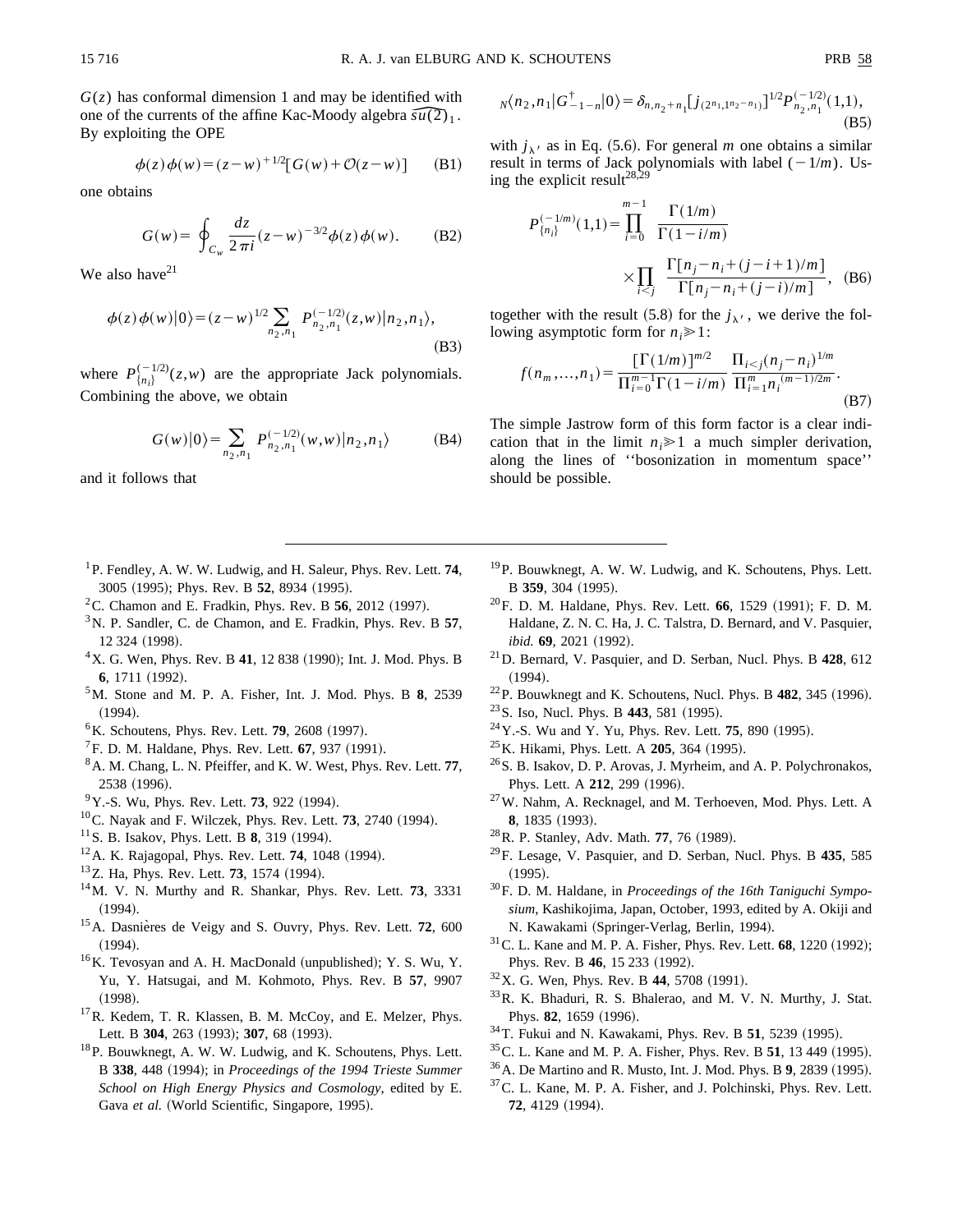$G(z)$ has conformal dimension 1 and may be identified with one of the currents of the affine Kac-Moody algebra $\widehat{su(2)}_1$. By exploiting the OPE

$$\phi(z)\phi(w) = (z-w)^{+1/2}[G(w) + \mathcal{O}(z-w)] \tag{B1}$$

one obtains

$$G(w) = \oint_{C_w} \frac{dz}{2\pi i}(z-w)^{-3/2}\phi(z)\phi(w). \tag{B2}$$

We also have[21]

$$\phi(z)\phi(w)|0\rangle = (z-w)^{1/2}\sum_{n_2,n_1} P^{(-1/2)}_{n_2,n_1}(z,w)|n_2,n_1\rangle, \tag{B3}$$

where $P^{(-1/2)}_{\{n_i\}}(z,w)$ are the appropriate Jack polynomials. Combining the above, we obtain

$$G(w)|0\rangle = \sum_{n_2,n_1} P^{(-1/2)}_{n_2,n_1}(w,w)|n_2,n_1\rangle \tag{B4}$$

and it follows that

$${}_N\langle n_2,n_1|G^{\dagger}_{-1-n}|0\rangle = \delta_{n,n_2+n_1}[j_{(2^{n_1},1^{n_2-n_1})}]^{1/2}P^{(-1/2)}_{n_2,n_1}(1,1), \tag{B5}$$

with $j_{\lambda'}$ as in Eq. (5.6). For general $m$ one obtains a similar result in terms of Jack polynomials with label $(-1/m)$. Using the explicit result[28,29]

$$P^{(-1/m)}_{\{n_i\}}(1,1) = \prod_{i=0}^{m-1} \frac{\Gamma(1/m)}{\Gamma(1-i/m)} \times \prod_{i<j} \frac{\Gamma[n_j-n_i+(j-i+1)/m]}{\Gamma[n_j-n_i+(j-i)/m]}, \tag{B6}$$

together with the result (5.8) for the $j_{\lambda'}$, we derive the following asymptotic form for $n_i \gg 1$:

$$f(n_m,\ldots,n_1) = \frac{[\Gamma(1/m)]^{m/2}}{\prod_{i=0}^{m-1}\Gamma(1-i/m)} \frac{\prod_{i<j}(n_j-n_i)^{1/m}}{\prod_{i=1}^{m} n_i^{(m-1)/2m}}. \tag{B7}$$

The simple Jastrow form of this form factor is a clear indication that in the limit $n_i \gg 1$ a much simpler derivation, along the lines of "bosonization in momentum space" should be possible.

---

[1] P. Fendley, A. W. W. Ludwig, and H. Saleur, Phys. Rev. Lett. **74**, 3005 (1995); Phys. Rev. B **52**, 8934 (1995).

[2] C. Chamon and E. Fradkin, Phys. Rev. B **56**, 2012 (1997).

[3] N. P. Sandler, C. de Chamon, and E. Fradkin, Phys. Rev. B **57**, 12 324 (1998).

[4] X. G. Wen, Phys. Rev. B **41**, 12 838 (1990); Int. J. Mod. Phys. B **6**, 1711 (1992).

[5] M. Stone and M. P. A. Fisher, Int. J. Mod. Phys. B **8**, 2539 (1994).

[6] K. Schoutens, Phys. Rev. Lett. **79**, 2608 (1997).

[7] F. D. M. Haldane, Phys. Rev. Lett. **67**, 937 (1991).

[8] A. M. Chang, L. N. Pfeiffer, and K. W. West, Phys. Rev. Lett. **77**, 2538 (1996).

[9] Y.-S. Wu, Phys. Rev. Lett. **73**, 922 (1994).

[10] C. Nayak and F. Wilczek, Phys. Rev. Lett. **73**, 2740 (1994).

[11] S. B. Isakov, Phys. Lett. B **8**, 319 (1994).

[12] A. K. Rajagopal, Phys. Rev. Lett. **74**, 1048 (1994).

[13] Z. Ha, Phys. Rev. Lett. **73**, 1574 (1994).

[14] M. V. N. Murthy and R. Shankar, Phys. Rev. Lett. **73**, 3331 (1994).

[15] A. Dasnières de Veigy and S. Ouvry, Phys. Rev. Lett. **72**, 600 (1994).

[16] K. Tevosyan and A. H. MacDonald (unpublished); Y. S. Wu, Y. Yu, Y. Hatsugai, and M. Kohmoto, Phys. Rev. B **57**, 9907 (1998).

[17] R. Kedem, T. R. Klassen, B. M. McCoy, and E. Melzer, Phys. Lett. B **304**, 263 (1993); **307**, 68 (1993).

[18] P. Bouwknegt, A. W. W. Ludwig, and K. Schoutens, Phys. Lett. B **338**, 448 (1994); in *Proceedings of the 1994 Trieste Summer School on High Energy Physics and Cosmology*, edited by E. Gava *et al.* (World Scientific, Singapore, 1995).

[19] P. Bouwknegt, A. W. W. Ludwig, and K. Schoutens, Phys. Lett. B **359**, 304 (1995).

[20] F. D. M. Haldane, Phys. Rev. Lett. **66**, 1529 (1991); F. D. M. Haldane, Z. N. C. Ha, J. C. Talstra, D. Bernard, and V. Pasquier, *ibid.* **69**, 2021 (1992).

[21] D. Bernard, V. Pasquier, and D. Serban, Nucl. Phys. B **428**, 612 (1994).

[22] P. Bouwknegt and K. Schoutens, Nucl. Phys. B **482**, 345 (1996).

[23] S. Iso, Nucl. Phys. B **443**, 581 (1995).

[24] Y.-S. Wu and Y. Yu, Phys. Rev. Lett. **75**, 890 (1995).

[25] K. Hikami, Phys. Lett. A **205**, 364 (1995).

[26] S. B. Isakov, D. P. Arovas, J. Myrheim, and A. P. Polychronakos, Phys. Lett. A **212**, 299 (1996).

[27] W. Nahm, A. Recknagel, and M. Terhoeven, Mod. Phys. Lett. A **8**, 1835 (1993).

[28] R. P. Stanley, Adv. Math. **77**, 76 (1989).

[29] F. Lesage, V. Pasquier, and D. Serban, Nucl. Phys. B **435**, 585 (1995).

[30] F. D. M. Haldane, in *Proceedings of the 16th Taniguchi Symposium*, Kashikojima, Japan, October, 1993, edited by A. Okiji and N. Kawakami (Springer-Verlag, Berlin, 1994).

[31] C. L. Kane and M. P. A. Fisher, Phys. Rev. Lett. **68**, 1220 (1992); Phys. Rev. B **46**, 15 233 (1992).

[32] X. G. Wen, Phys. Rev. B **44**, 5708 (1991).

[33] R. K. Bhaduri, R. S. Bhalerao, and M. V. N. Murthy, J. Stat. Phys. **82**, 1659 (1996).

[34] T. Fukui and N. Kawakami, Phys. Rev. B **51**, 5239 (1995).

[35] C. L. Kane and M. P. A. Fisher, Phys. Rev. B **51**, 13 449 (1995).

[36] A. De Martino and R. Musto, Int. J. Mod. Phys. B **9**, 2839 (1995).

[37] C. L. Kane, M. P. A. Fisher, and J. Polchinski, Phys. Rev. Lett. **72**, 4129 (1994).